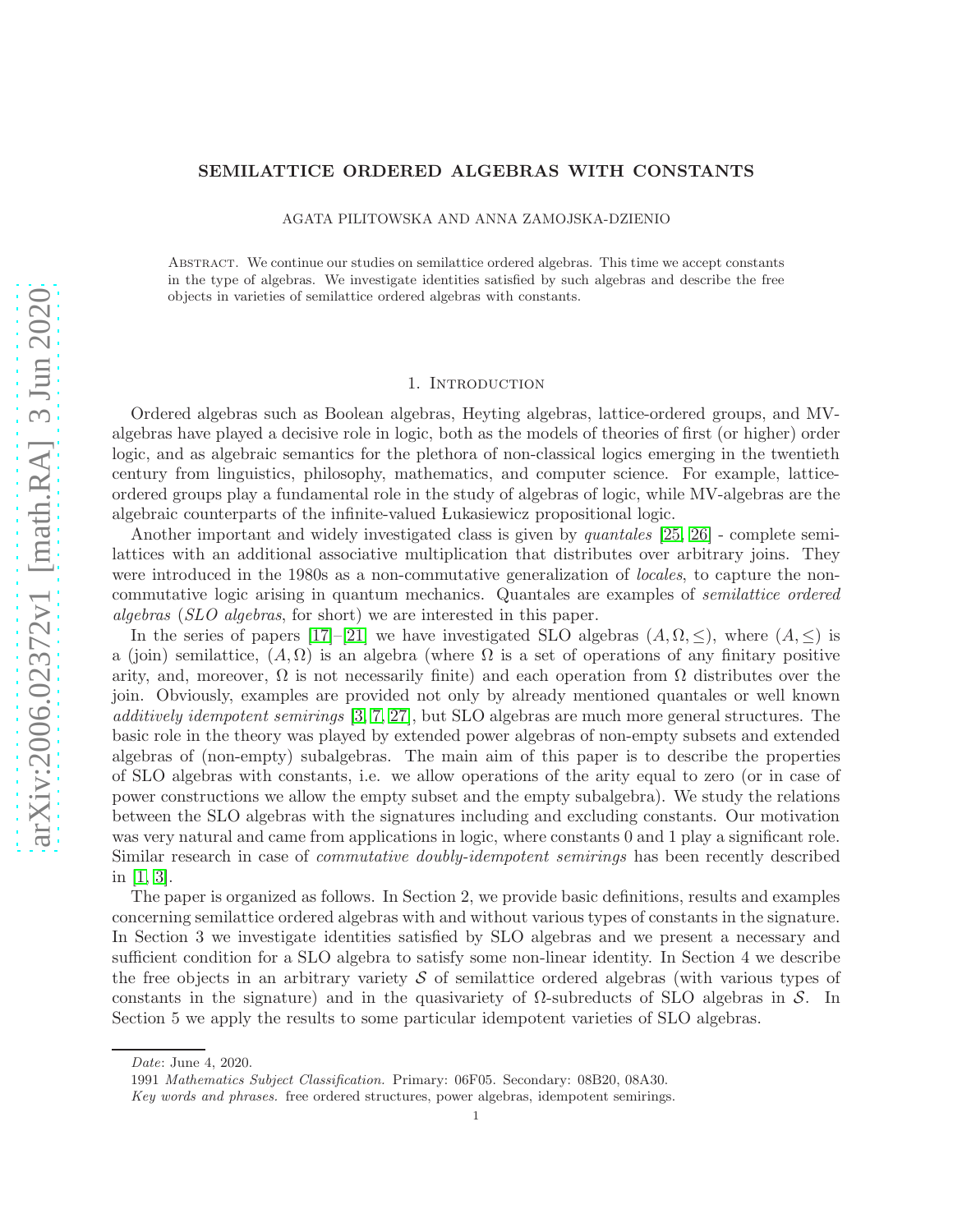# SEMILATTICE ORDERED ALGEBRAS WITH CONSTANTS

AGATA PILITOWSKA AND ANNA ZAMOJSKA-DZIENIO

Abstract. We continue our studies on semilattice ordered algebras. This time we accept constants in the type of algebras. We investigate identities satisfied by such algebras and describe the free objects in varieties of semilattice ordered algebras with constants.

## 1. Introduction

Ordered algebras such as Boolean algebras, Heyting algebras, lattice-ordered groups, and MV-algebras have played a decisive role in logic, both as the models of theories of first (or higher) order logic, and as algebraic semantics for the plethora of non-classical logics emerging in the twentieth century from linguistics, philosophy, mathematics, and computer science. For example, lattice-ordered groups play a fundamental role in the study of algebras of logic, while MV-algebras are the algebraic counterparts of the infinite-valued Łukasiewicz propositional logic.

Another important and widely investigated class is given by *quantales* [25, 26] - complete semilattices with an additional associative multiplication that distributes over arbitrary joins. They were introduced in the 1980s as a non-commutative generalization of *locales*, to capture the non-commutative logic arising in quantum mechanics. Quantales are examples of *semilattice ordered algebras* (*SLO algebras*, for short) we are interested in this paper.

In the series of papers [17]–[21] we have investigated SLO algebras $(A, \Omega, \leq)$, where $(A, \leq)$ is a (join) semilattice, $(A, \Omega)$ is an algebra (where $\Omega$ is a set of operations of any finitary positive arity, and, moreover, $\Omega$ is not necessarily finite) and each operation from $\Omega$ distributes over the join. Obviously, examples are provided not only by already mentioned quantales or well known *additively idempotent semirings* [3, 7, 27], but SLO algebras are much more general structures. The basic role in the theory was played by extended power algebras of non-empty subsets and extended algebras of (non-empty) subalgebras. The main aim of this paper is to describe the properties of SLO algebras with constants, i.e. we allow operations of the arity equal to zero (or in case of power constructions we allow the empty subset and the empty subalgebra). We study the relations between the SLO algebras with the signatures including and excluding constants. Our motivation was very natural and came from applications in logic, where constants 0 and 1 play a significant role. Similar research in case of *commutative doubly-idempotent semirings* has been recently described in [1, 3].

The paper is organized as follows. In Section 2, we provide basic definitions, results and examples concerning semilattice ordered algebras with and without various types of constants in the signature. In Section 3 we investigate identities satisfied by SLO algebras and we present a necessary and sufficient condition for a SLO algebra to satisfy some non-linear identity. In Section 4 we describe the free objects in an arbitrary variety $\mathcal{S}$ of semilattice ordered algebras (with various types of constants in the signature) and in the quasivariety of $\Omega$-subreducts of SLO algebras in $\mathcal{S}$. In Section 5 we apply the results to some particular idempotent varieties of SLO algebras.

*Date*: June 4, 2020.

1991 *Mathematics Subject Classification.* Primary: 06F05. Secondary: 08B20, 08A30.

*Key words and phrases.* free ordered structures, power algebras, idempotent semirings.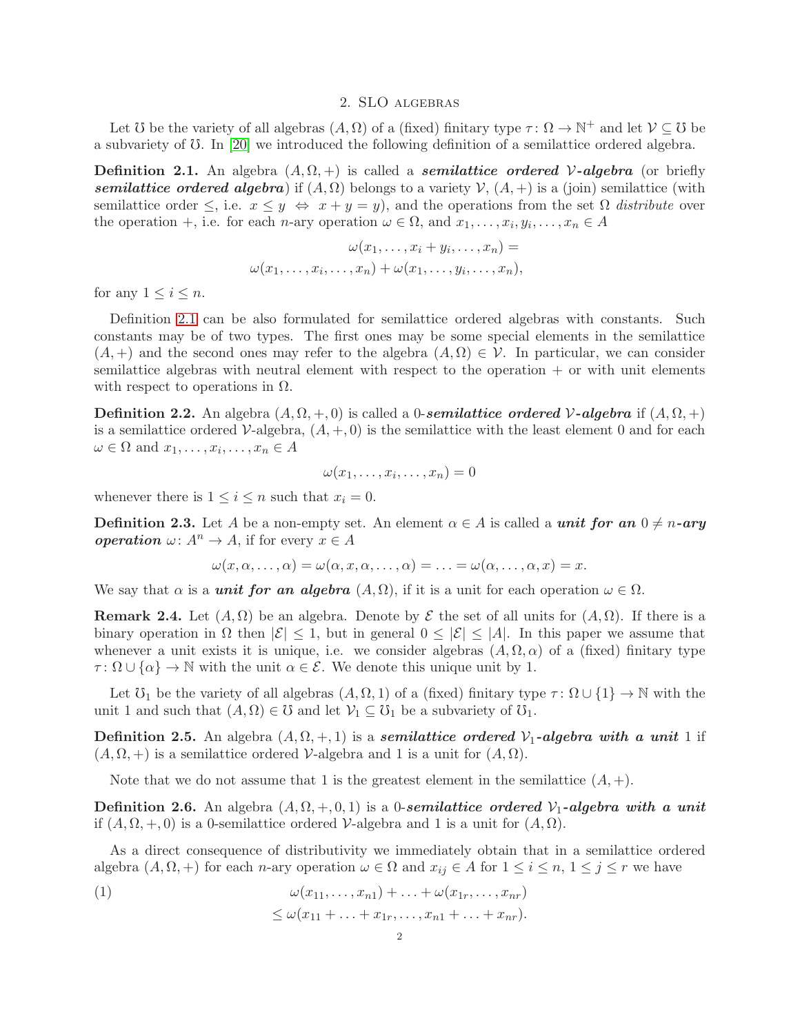## 2. SLO algebras

Let $\mho$ be the variety of all algebras $(A, \Omega)$ of a (fixed) finitary type $\tau\colon \Omega \to \mathbb{N}^+$ and let $\mathcal{V} \subseteq \mho$ be a subvariety of $\mho$. In [20] we introduced the following definition of a semilattice ordered algebra.

**Definition 2.1.** An algebra $(A, \Omega, +)$ is called a ***semilattice ordered $\mathcal{V}$-algebra*** (or briefly ***semilattice ordered algebra***) if $(A, \Omega)$ belongs to a variety $\mathcal{V}$, $(A, +)$ is a (join) semilattice (with semilattice order $\leq$, i.e. $x \leq y \;\Leftrightarrow\; x + y = y$), and the operations from the set $\Omega$ *distribute* over the operation $+$, i.e. for each $n$-ary operation $\omega \in \Omega$, and $x_1, \dots, x_i, y_i, \dots, x_n \in A$

$$\omega(x_1, \dots, x_i + y_i, \dots, x_n) =$$
$$\omega(x_1, \dots, x_i, \dots, x_n) + \omega(x_1, \dots, y_i, \dots, x_n),$$

for any $1 \leq i \leq n$.

Definition 2.1 can be also formulated for semilattice ordered algebras with constants. Such constants may be of two types. The first ones may be some special elements in the semilattice $(A, +)$ and the second ones may refer to the algebra $(A, \Omega) \in \mathcal{V}$. In particular, we can consider semilattice algebras with neutral element with respect to the operation $+$ or with unit elements with respect to operations in $\Omega$.

**Definition 2.2.** An algebra $(A, \Omega, +, 0)$ is called a ***0-semilattice ordered $\mathcal{V}$-algebra*** if $(A, \Omega, +)$ is a semilattice ordered $\mathcal{V}$-algebra, $(A, +, 0)$ is the semilattice with the least element 0 and for each $\omega \in \Omega$ and $x_1, \dots, x_i, \dots, x_n \in A$

$$\omega(x_1, \dots, x_i, \dots, x_n) = 0$$

whenever there is $1 \leq i \leq n$ such that $x_i = 0$.

**Definition 2.3.** Let $A$ be a non-empty set. An element $\alpha \in A$ is called a ***unit for an $0 \neq n$-ary operation*** $\omega\colon A^n \to A$, if for every $x \in A$

$$\omega(x, \alpha, \dots, \alpha) = \omega(\alpha, x, \alpha, \dots, \alpha) = \ldots = \omega(\alpha, \dots, \alpha, x) = x.$$

We say that $\alpha$ is a ***unit for an algebra*** $(A, \Omega)$, if it is a unit for each operation $\omega \in \Omega$.

**Remark 2.4.** Let $(A, \Omega)$ be an algebra. Denote by $\mathcal{E}$ the set of all units for $(A, \Omega)$. If there is a binary operation in $\Omega$ then $|\mathcal{E}| \leq 1$, but in general $0 \leq |\mathcal{E}| \leq |A|$. In this paper we assume that whenever a unit exists it is unique, i.e. we consider algebras $(A, \Omega, \alpha)$ of a (fixed) finitary type $\tau\colon \Omega \cup \{\alpha\} \to \mathbb{N}$ with the unit $\alpha \in \mathcal{E}$. We denote this unique unit by 1.

Let $\mho_1$ be the variety of all algebras $(A, \Omega, 1)$ of a (fixed) finitary type $\tau\colon \Omega \cup \{1\} \to \mathbb{N}$ with the unit 1 and such that $(A, \Omega) \in \mho$ and let $\mathcal{V}_1 \subseteq \mho_1$ be a subvariety of $\mho_1$.

**Definition 2.5.** An algebra $(A, \Omega, +, 1)$ is a ***semilattice ordered $\mathcal{V}_1$-algebra with a unit*** 1 if $(A, \Omega, +)$ is a semilattice ordered $\mathcal{V}$-algebra and 1 is a unit for $(A, \Omega)$.

Note that we do not assume that 1 is the greatest element in the semilattice $(A, +)$.

**Definition 2.6.** An algebra $(A, \Omega, +, 0, 1)$ is a ***0-semilattice ordered $\mathcal{V}_1$-algebra with a unit*** if $(A, \Omega, +, 0)$ is a 0-semilattice ordered $\mathcal{V}$-algebra and 1 is a unit for $(A, \Omega)$.

As a direct consequence of distributivity we immediately obtain that in a semilattice ordered algebra $(A, \Omega, +)$ for each $n$-ary operation $\omega \in \Omega$ and $x_{ij} \in A$ for $1 \leq i \leq n$, $1 \leq j \leq r$ we have

$$\begin{aligned} &\omega(x_{11}, \dots, x_{n1}) + \ldots + \omega(x_{1r}, \dots, x_{nr}) \\ &\leq \omega(x_{11} + \ldots + x_{1r}, \dots, x_{n1} + \ldots + x_{nr}). \end{aligned} \tag{1}$$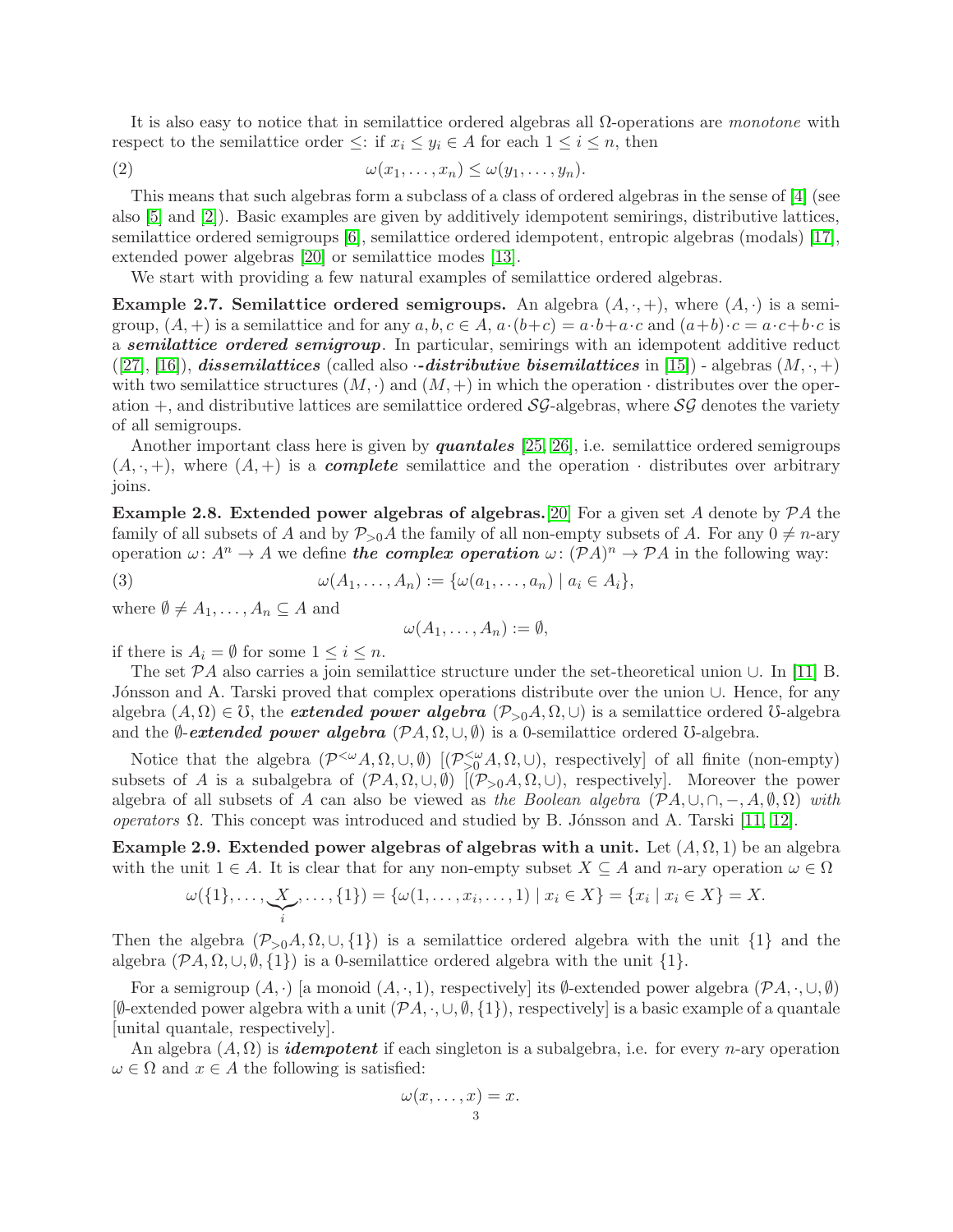It is also easy to notice that in semilattice ordered algebras all $\Omega$-operations are *monotone* with respect to the semilattice order $\leq$: if $x_i \leq y_i \in A$ for each $1 \leq i \leq n$, then

$$\omega(x_1, \ldots, x_n) \leq \omega(y_1, \ldots, y_n). \tag{2}$$

This means that such algebras form a subclass of a class of ordered algebras in the sense of [4] (see also [5] and [2]). Basic examples are given by additively idempotent semirings, distributive lattices, semilattice ordered semigroups [6], semilattice ordered idempotent, entropic algebras (modals) [17], extended power algebras [20] or semilattice modes [13].

We start with providing a few natural examples of semilattice ordered algebras.

**Example 2.7. Semilattice ordered semigroups.** An algebra $(A, \cdot, +)$, where $(A, \cdot)$ is a semigroup, $(A, +)$ is a semilattice and for any $a, b, c \in A$, $a \cdot (b+c) = a \cdot b + a \cdot c$ and $(a+b) \cdot c = a \cdot c + b \cdot c$ is a ***semilattice ordered semigroup***. In particular, semirings with an idempotent additive reduct ([27], [16]), ***dissemilattices*** (called also ***$\cdot$-distributive bisemilattices*** in [15]) - algebras $(M, \cdot, +)$ with two semilattice structures $(M, \cdot)$ and $(M, +)$ in which the operation $\cdot$ distributes over the operation $+$, and distributive lattices are semilattice ordered $\mathcal{SG}$-algebras, where $\mathcal{SG}$ denotes the variety of all semigroups.

Another important class here is given by ***quantales*** [25, 26], i.e. semilattice ordered semigroups $(A, \cdot, +)$, where $(A, +)$ is a ***complete*** semilattice and the operation $\cdot$ distributes over arbitrary joins.

**Example 2.8. Extended power algebras of algebras.** [20] For a given set $A$ denote by $\mathcal{P}A$ the family of all subsets of $A$ and by $\mathcal{P}_{>0}A$ the family of all non-empty subsets of $A$. For any $0 \neq n$-ary operation $\omega \colon A^n \to A$ we define ***the complex operation*** $\omega \colon (\mathcal{P}A)^n \to \mathcal{P}A$ in the following way:

$$\omega(A_1, \ldots, A_n) := \{\omega(a_1, \ldots, a_n) \mid a_i \in A_i\}, \tag{3}$$

where $\emptyset \neq A_1, \ldots, A_n \subseteq A$ and

$$\omega(A_1, \ldots, A_n) := \emptyset,$$

if there is $A_i = \emptyset$ for some $1 \leq i \leq n$.

The set $\mathcal{P}A$ also carries a join semilattice structure under the set-theoretical union $\cup$. In [11] B. Jónsson and A. Tarski proved that complex operations distribute over the union $\cup$. Hence, for any algebra $(A, \Omega) \in \mho$, the ***extended power algebra*** $(\mathcal{P}_{>0}A, \Omega, \cup)$ is a semilattice ordered $\mho$-algebra and the ***$\emptyset$-extended power algebra*** $(\mathcal{P}A, \Omega, \cup, \emptyset)$ is a 0-semilattice ordered $\mho$-algebra.

Notice that the algebra $(\mathcal{P}^{<\omega}A, \Omega, \cup, \emptyset)$ [$(\mathcal{P}^{<\omega}_{>0}A, \Omega, \cup)$, respectively] of all finite (non-empty) subsets of $A$ is a subalgebra of $(\mathcal{P}A, \Omega, \cup, \emptyset)$ [$(\mathcal{P}_{>0}A, \Omega, \cup)$, respectively]. Moreover the power algebra of all subsets of $A$ can also be viewed as *the Boolean algebra* $(\mathcal{P}A, \cup, \cap, -, A, \emptyset, \Omega)$ *with operators* $\Omega$. This concept was introduced and studied by B. Jónsson and A. Tarski [11, 12].

**Example 2.9. Extended power algebras of algebras with a unit.** Let $(A, \Omega, 1)$ be an algebra with the unit $1 \in A$. It is clear that for any non-empty subset $X \subseteq A$ and $n$-ary operation $\omega \in \Omega$

$$\omega(\{1\}, \ldots, \underbrace{X}_{i}, \ldots, \{1\}) = \{\omega(1, \ldots, x_i, \ldots, 1) \mid x_i \in X\} = \{x_i \mid x_i \in X\} = X.$$

Then the algebra $(\mathcal{P}_{>0}A, \Omega, \cup, \{1\})$ is a semilattice ordered algebra with the unit $\{1\}$ and the algebra $(\mathcal{P}A, \Omega, \cup, \emptyset, \{1\})$ is a 0-semilattice ordered algebra with the unit $\{1\}$.

For a semigroup $(A, \cdot)$ [a monoid $(A, \cdot, 1)$, respectively] its $\emptyset$-extended power algebra $(\mathcal{P}A, \cdot, \cup, \emptyset)$ [$\emptyset$-extended power algebra with a unit $(\mathcal{P}A, \cdot, \cup, \emptyset, \{1\})$, respectively] is a basic example of a quantale [unital quantale, respectively].

An algebra $(A, \Omega)$ is ***idempotent*** if each singleton is a subalgebra, i.e. for every $n$-ary operation $\omega \in \Omega$ and $x \in A$ the following is satisfied:

$$\omega(x, \ldots, x) = x.$$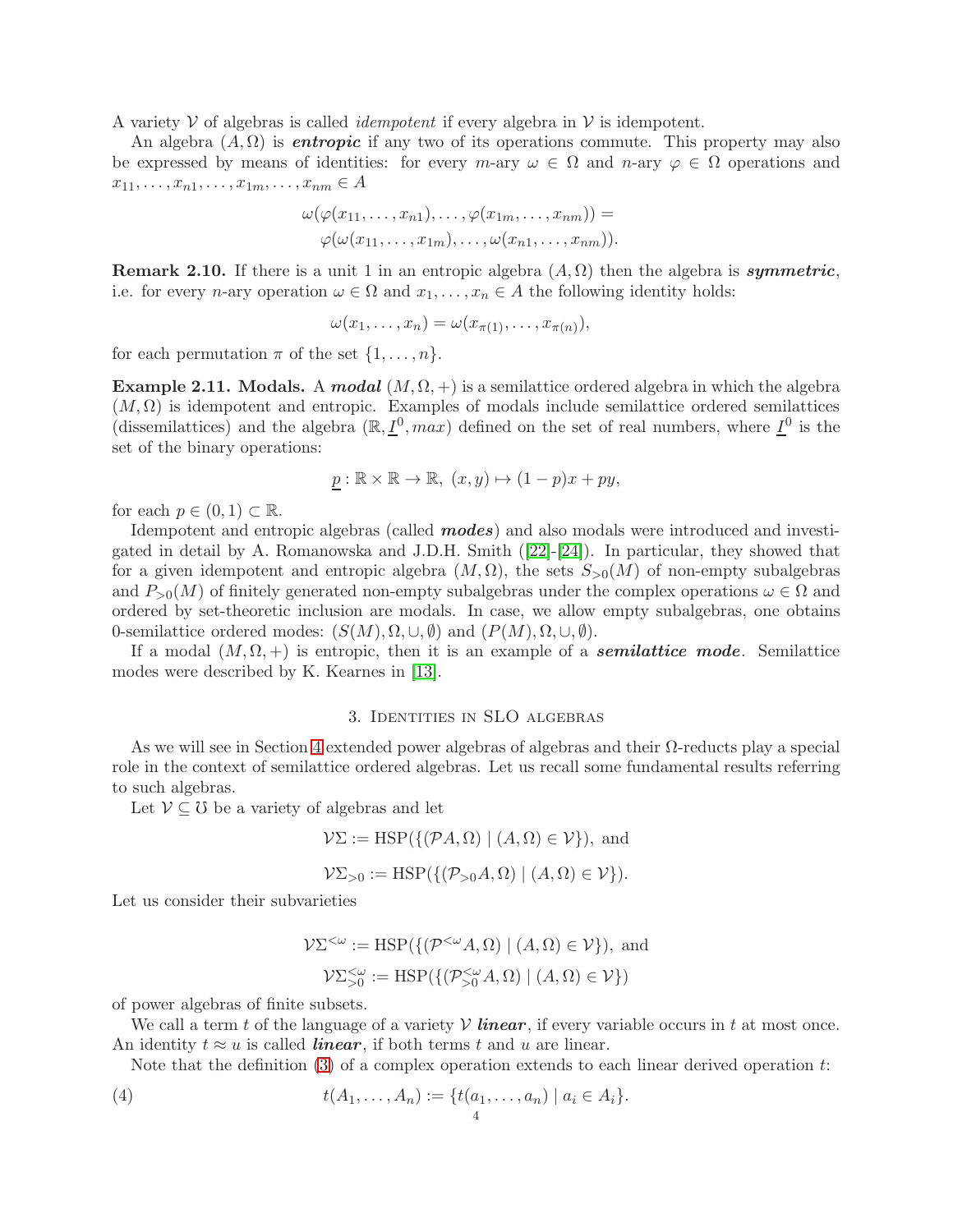A variety $\mathcal{V}$ of algebras is called *idempotent* if every algebra in $\mathcal{V}$ is idempotent.

An algebra $(A, \Omega)$ is ***entropic*** if any two of its operations commute. This property may also be expressed by means of identities: for every $m$-ary $\omega \in \Omega$ and $n$-ary $\varphi \in \Omega$ operations and $x_{11}, \ldots, x_{n1}, \ldots, x_{1m}, \ldots, x_{nm} \in A$

$$\omega(\varphi(x_{11}, \ldots, x_{n1}), \ldots, \varphi(x_{1m}, \ldots, x_{nm})) = \\ \varphi(\omega(x_{11}, \ldots, x_{1m}), \ldots, \omega(x_{n1}, \ldots, x_{nm})).$$

**Remark 2.10.** If there is a unit 1 in an entropic algebra $(A, \Omega)$ then the algebra is ***symmetric***, i.e. for every $n$-ary operation $\omega \in \Omega$ and $x_1, \ldots, x_n \in A$ the following identity holds:

$$\omega(x_1, \ldots, x_n) = \omega(x_{\pi(1)}, \ldots, x_{\pi(n)}),$$

for each permutation $\pi$ of the set $\{1, \ldots, n\}$.

**Example 2.11. Modals.** A ***modal*** $(M, \Omega, +)$ is a semilattice ordered algebra in which the algebra $(M, \Omega)$ is idempotent and entropic. Examples of modals include semilattice ordered semilattices (dissemilattices) and the algebra $(\mathbb{R}, \underline{I}^0, max)$ defined on the set of real numbers, where $\underline{I}^0$ is the set of the binary operations:

$$\underline{p} : \mathbb{R} \times \mathbb{R} \to \mathbb{R},\ (x, y) \mapsto (1-p)x + py,$$

for each $p \in (0, 1) \subset \mathbb{R}$.

Idempotent and entropic algebras (called ***modes***) and also modals were introduced and investigated in detail by A. Romanowska and J.D.H. Smith ([22]-[24]). In particular, they showed that for a given idempotent and entropic algebra $(M, \Omega)$, the sets $S_{>0}(M)$ of non-empty subalgebras and $P_{>0}(M)$ of finitely generated non-empty subalgebras under the complex operations $\omega \in \Omega$ and ordered by set-theoretic inclusion are modals. In case, we allow empty subalgebras, one obtains 0-semilattice ordered modes: $(S(M), \Omega, \cup, \emptyset)$ and $(P(M), \Omega, \cup, \emptyset)$.

If a modal $(M, \Omega, +)$ is entropic, then it is an example of a ***semilattice mode***. Semilattice modes were described by K. Kearnes in [13].

## 3. Identities in SLO algebras

As we will see in Section 4 extended power algebras of algebras and their $\Omega$-reducts play a special role in the context of semilattice ordered algebras. Let us recall some fundamental results referring to such algebras.

Let $\mathcal{V} \subseteq \mho$ be a variety of algebras and let

$$\mathcal{V}\Sigma := \mathrm{HSP}(\{(\mathcal{P}A, \Omega) \mid (A, \Omega) \in \mathcal{V}\}), \text{ and}$$

$$\mathcal{V}\Sigma_{>0} := \mathrm{HSP}(\{(\mathcal{P}_{>0}A, \Omega) \mid (A, \Omega) \in \mathcal{V}\}).$$

Let us consider their subvarieties

$$\mathcal{V}\Sigma^{<\omega} := \mathrm{HSP}(\{(\mathcal{P}^{<\omega}A, \Omega) \mid (A, \Omega) \in \mathcal{V}\}), \text{ and}$$

$$\mathcal{V}\Sigma^{<\omega}_{>0} := \mathrm{HSP}(\{(\mathcal{P}^{<\omega}_{>0}A, \Omega) \mid (A, \Omega) \in \mathcal{V}\})$$

of power algebras of finite subsets.

We call a term $t$ of the language of a variety $\mathcal{V}$ ***linear***, if every variable occurs in $t$ at most once. An identity $t \approx u$ is called ***linear***, if both terms $t$ and $u$ are linear.

Note that the definition (3) of a complex operation extends to each linear derived operation $t$:

$$t(A_1, \ldots, A_n) := \{t(a_1, \ldots, a_n) \mid a_i \in A_i\}. \tag{4}$$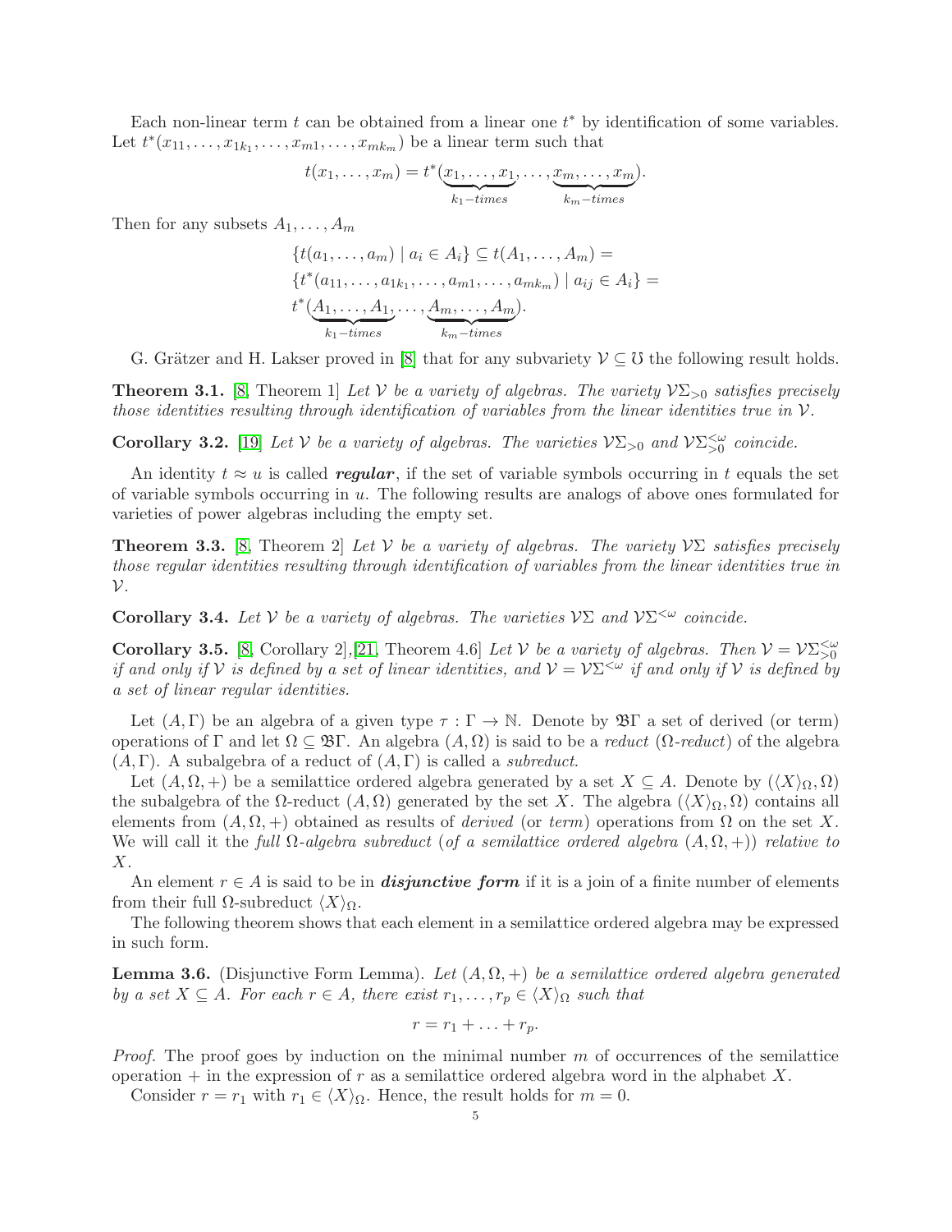Each non-linear term $t$ can be obtained from a linear one $t^*$ by identification of some variables. Let $t^*(x_{11}, \dots, x_{1k_1}, \dots, x_{m1}, \dots, x_{mk_m})$ be a linear term such that

$$t(x_1, \dots, x_m) = t^*(\underbrace{x_1, \dots, x_1}_{k_1-times}, \dots, \underbrace{x_m, \dots, x_m}_{k_m-times}).$$

Then for any subsets $A_1, \dots, A_m$

$$\begin{aligned}
&\{t(a_1, \dots, a_m) \mid a_i \in A_i\} \subseteq t(A_1, \dots, A_m) = \\
&\{t^*(a_{11}, \dots, a_{1k_1}, \dots, a_{m1}, \dots, a_{mk_m}) \mid a_{ij} \in A_i\} = \\
&t^*(\underbrace{A_1, \dots, A_1}_{k_1-times}, \dots, \underbrace{A_m, \dots, A_m}_{k_m-times}).
\end{aligned}$$

G. Grätzer and H. Lakser proved in [8] that for any subvariety $\mathcal{V} \subseteq \mho$ the following result holds.

**Theorem 3.1.** [8, Theorem 1] *Let $\mathcal{V}$ be a variety of algebras. The variety $\mathcal{V}\Sigma_{>0}$ satisfies precisely those identities resulting through identification of variables from the linear identities true in $\mathcal{V}$.*

**Corollary 3.2.** [19] *Let $\mathcal{V}$ be a variety of algebras. The varieties $\mathcal{V}\Sigma_{>0}$ and $\mathcal{V}\Sigma_{>0}^{<\omega}$ coincide.*

An identity $t \approx u$ is called ***regular***, if the set of variable symbols occurring in $t$ equals the set of variable symbols occurring in $u$. The following results are analogs of above ones formulated for varieties of power algebras including the empty set.

**Theorem 3.3.** [8, Theorem 2] *Let $\mathcal{V}$ be a variety of algebras. The variety $\mathcal{V}\Sigma$ satisfies precisely those regular identities resulting through identification of variables from the linear identities true in $\mathcal{V}$.*

**Corollary 3.4.** *Let $\mathcal{V}$ be a variety of algebras. The varieties $\mathcal{V}\Sigma$ and $\mathcal{V}\Sigma^{<\omega}$ coincide.*

**Corollary 3.5.** [8, Corollary 2],[21, Theorem 4.6] *Let $\mathcal{V}$ be a variety of algebras. Then $\mathcal{V} = \mathcal{V}\Sigma_{>0}^{<\omega}$ if and only if $\mathcal{V}$ is defined by a set of linear identities, and $\mathcal{V} = \mathcal{V}\Sigma^{<\omega}$ if and only if $\mathcal{V}$ is defined by a set of linear regular identities.*

Let $(A, \Gamma)$ be an algebra of a given type $\tau : \Gamma \to \mathbb{N}$. Denote by $\mathfrak{B}\Gamma$ a set of derived (or term) operations of $\Gamma$ and let $\Omega \subseteq \mathfrak{B}\Gamma$. An algebra $(A, \Omega)$ is said to be a *reduct* ($\Omega$*-reduct*) of the algebra $(A, \Gamma)$. A subalgebra of a reduct of $(A, \Gamma)$ is called a *subreduct*.

Let $(A, \Omega, +)$ be a semilattice ordered algebra generated by a set $X \subseteq A$. Denote by $(\langle X \rangle_\Omega, \Omega)$ the subalgebra of the $\Omega$-reduct $(A, \Omega)$ generated by the set $X$. The algebra $(\langle X \rangle_\Omega, \Omega)$ contains all elements from $(A, \Omega, +)$ obtained as results of *derived* (or *term*) operations from $\Omega$ on the set $X$. We will call it the *full $\Omega$-algebra subreduct* (*of a semilattice ordered algebra* $(A, \Omega, +)$) *relative to* $X$.

An element $r \in A$ is said to be in ***disjunctive form*** if it is a join of a finite number of elements from their full $\Omega$-subreduct $\langle X \rangle_\Omega$.

The following theorem shows that each element in a semilattice ordered algebra may be expressed in such form.

**Lemma 3.6.** (Disjunctive Form Lemma). *Let $(A, \Omega, +)$ be a semilattice ordered algebra generated by a set $X \subseteq A$. For each $r \in A$, there exist $r_1, \dots, r_p \in \langle X \rangle_\Omega$ such that*

$$r = r_1 + \ldots + r_p.$$

*Proof.* The proof goes by induction on the minimal number $m$ of occurrences of the semilattice operation $+$ in the expression of $r$ as a semilattice ordered algebra word in the alphabet $X$.

Consider $r = r_1$ with $r_1 \in \langle X \rangle_\Omega$. Hence, the result holds for $m = 0$.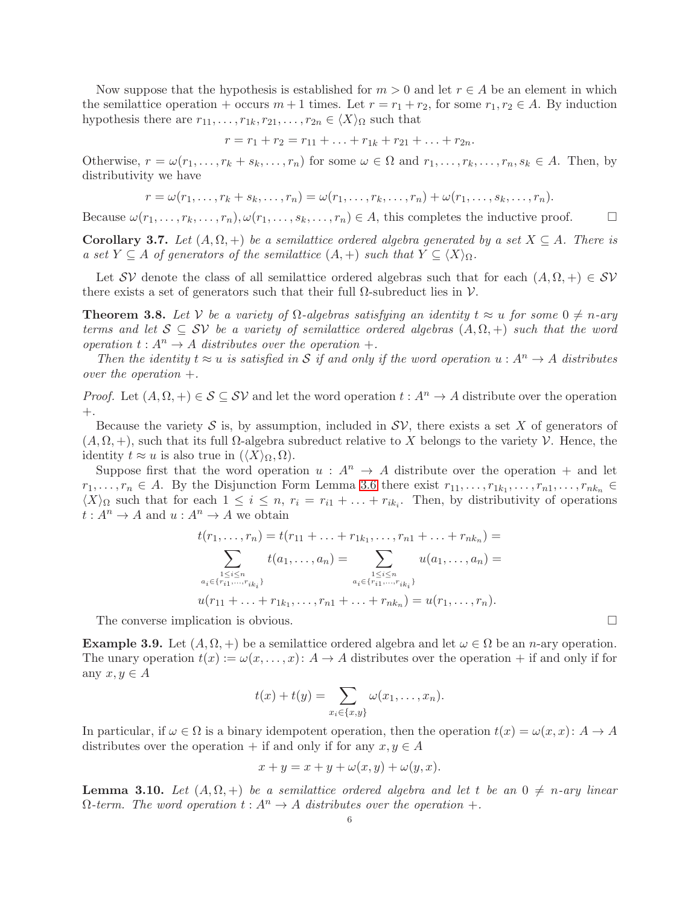Now suppose that the hypothesis is established for $m > 0$ and let $r \in A$ be an element in which the semilattice operation $+$ occurs $m+1$ times. Let $r = r_1 + r_2$, for some $r_1, r_2 \in A$. By induction hypothesis there are $r_{11}, \ldots, r_{1k}, r_{21}, \ldots, r_{2n} \in \langle X \rangle_\Omega$ such that

$$r = r_1 + r_2 = r_{11} + \ldots + r_{1k} + r_{21} + \ldots + r_{2n}.$$

Otherwise, $r = \omega(r_1, \ldots, r_k + s_k, \ldots, r_n)$ for some $\omega \in \Omega$ and $r_1, \ldots, r_k, \ldots, r_n, s_k \in A$. Then, by distributivity we have

$$r = \omega(r_1, \ldots, r_k + s_k, \ldots, r_n) = \omega(r_1, \ldots, r_k, \ldots, r_n) + \omega(r_1, \ldots, s_k, \ldots, r_n).$$

Because $\omega(r_1, \ldots, r_k, \ldots, r_n), \omega(r_1, \ldots, s_k, \ldots, r_n) \in A$, this completes the inductive proof. □

**Corollary 3.7.** *Let $(A, \Omega, +)$ be a semilattice ordered algebra generated by a set $X \subseteq A$. There is a set $Y \subseteq A$ of generators of the semilattice $(A, +)$ such that $Y \subseteq \langle X \rangle_\Omega$.*

Let $\mathcal{SV}$ denote the class of all semilattice ordered algebras such that for each $(A, \Omega, +) \in \mathcal{SV}$ there exists a set of generators such that their full $\Omega$-subreduct lies in $\mathcal{V}$.

**Theorem 3.8.** *Let $\mathcal{V}$ be a variety of $\Omega$-algebras satisfying an identity $t \approx u$ for some $0 \neq n$-ary terms and let $\mathcal{S} \subseteq \mathcal{SV}$ be a variety of semilattice ordered algebras $(A, \Omega, +)$ such that the word operation $t\colon A^n \to A$ distributes over the operation $+$.*

*Then the identity $t \approx u$ is satisfied in $\mathcal{S}$ if and only if the word operation $u\colon A^n \to A$ distributes over the operation $+$.*

*Proof.* Let $(A, \Omega, +) \in \mathcal{S} \subseteq \mathcal{SV}$ and let the word operation $t\colon A^n \to A$ distribute over the operation $+$.

Because the variety $\mathcal{S}$ is, by assumption, included in $\mathcal{SV}$, there exists a set $X$ of generators of $(A, \Omega, +)$, such that its full $\Omega$-algebra subreduct relative to $X$ belongs to the variety $\mathcal{V}$. Hence, the identity $t \approx u$ is also true in $(\langle X \rangle_\Omega, \Omega)$.

Suppose first that the word operation $u\colon A^n \to A$ distribute over the operation $+$ and let $r_1, \ldots, r_n \in A$. By the Disjunction Form Lemma 3.6 there exist $r_{11}, \ldots, r_{1k_1}, \ldots, r_{n1}, \ldots, r_{nk_n} \in \langle X \rangle_\Omega$ such that for each $1 \leq i \leq n$, $r_i = r_{i1} + \ldots + r_{ik_i}$. Then, by distributivity of operations $t\colon A^n \to A$ and $u\colon A^n \to A$ we obtain

$$\begin{gathered} t(r_1, \ldots, r_n) = t(r_{11} + \ldots + r_{1k_1}, \ldots, r_{n1} + \ldots + r_{nk_n}) = \\ \sum_{\substack{1 \leq i \leq n \\ a_i \in \{r_{i1}, \ldots, r_{ik_i}\}}} t(a_1, \ldots, a_n) = \sum_{\substack{1 \leq i \leq n \\ a_i \in \{r_{i1}, \ldots, r_{ik_i}\}}} u(a_1, \ldots, a_n) = \\ u(r_{11} + \ldots + r_{1k_1}, \ldots, r_{n1} + \ldots + r_{nk_n}) = u(r_1, \ldots, r_n). \end{gathered}$$

The converse implication is obvious. □

**Example 3.9.** Let $(A, \Omega, +)$ be a semilattice ordered algebra and let $\omega \in \Omega$ be an $n$-ary operation. The unary operation $t(x) := \omega(x, \ldots, x)\colon A \to A$ distributes over the operation $+$ if and only if for any $x, y \in A$

$$t(x) + t(y) = \sum_{x_i \in \{x, y\}} \omega(x_1, \ldots, x_n).$$

In particular, if $\omega \in \Omega$ is a binary idempotent operation, then the operation $t(x) = \omega(x, x)\colon A \to A$ distributes over the operation $+$ if and only if for any $x, y \in A$

$$x + y = x + y + \omega(x, y) + \omega(y, x).$$

**Lemma 3.10.** *Let $(A, \Omega, +)$ be a semilattice ordered algebra and let $t$ be an $0 \neq n$-ary linear $\Omega$-term. The word operation $t\colon A^n \to A$ distributes over the operation $+$.*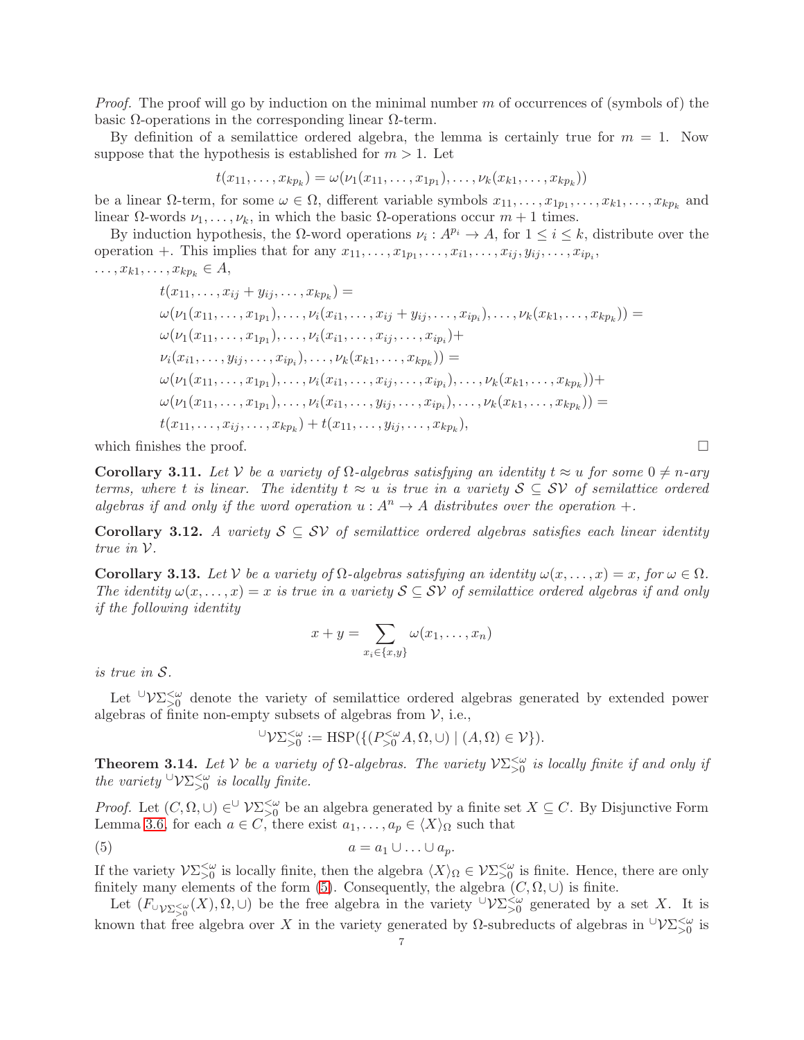*Proof.* The proof will go by induction on the minimal number $m$ of occurrences of (symbols of) the basic $\Omega$-operations in the corresponding linear $\Omega$-term.

By definition of a semilattice ordered algebra, the lemma is certainly true for $m = 1$. Now suppose that the hypothesis is established for $m > 1$. Let

$$t(x_{11}, \dots, x_{kp_k}) = \omega(\nu_1(x_{11}, \dots, x_{1p_1}), \dots, \nu_k(x_{k1}, \dots, x_{kp_k}))$$

be a linear $\Omega$-term, for some $\omega \in \Omega$, different variable symbols $x_{11}, \dots, x_{1p_1}, \dots, x_{k1}, \dots, x_{kp_k}$ and linear $\Omega$-words $\nu_1, \dots, \nu_k$, in which the basic $\Omega$-operations occur $m + 1$ times.

By induction hypothesis, the $\Omega$-word operations $\nu_i : A^{p_i} \to A$, for $1 \leq i \leq k$, distribute over the operation $+$. This implies that for any $x_{11}, \dots, x_{1p_1}, \dots, x_{i1}, \dots, x_{ij}, y_{ij}, \dots, x_{ip_i}, \dots, x_{k1}, \dots, x_{kp_k} \in A$,

$$\begin{aligned}
&t(x_{11}, \dots, x_{ij} + y_{ij}, \dots, x_{kp_k}) = \\
&\omega(\nu_1(x_{11}, \dots, x_{1p_1}), \dots, \nu_i(x_{i1}, \dots, x_{ij} + y_{ij}, \dots, x_{ip_i}), \dots, \nu_k(x_{k1}, \dots, x_{kp_k})) = \\
&\omega(\nu_1(x_{11}, \dots, x_{1p_1}), \dots, \nu_i(x_{i1}, \dots, x_{ij}, \dots, x_{ip_i}) + \\
&\nu_i(x_{i1}, \dots, y_{ij}, \dots, x_{ip_i}), \dots, \nu_k(x_{k1}, \dots, x_{kp_k})) = \\
&\omega(\nu_1(x_{11}, \dots, x_{1p_1}), \dots, \nu_i(x_{i1}, \dots, x_{ij}, \dots, x_{ip_i}), \dots, \nu_k(x_{k1}, \dots, x_{kp_k})) + \\
&\omega(\nu_1(x_{11}, \dots, x_{1p_1}), \dots, \nu_i(x_{i1}, \dots, y_{ij}, \dots, x_{ip_i}), \dots, \nu_k(x_{k1}, \dots, x_{kp_k})) = \\
&t(x_{11}, \dots, x_{ij}, \dots, x_{kp_k}) + t(x_{11}, \dots, y_{ij}, \dots, x_{kp_k}),
\end{aligned}$$

which finishes the proof. $\square$

**Corollary 3.11.** *Let $\mathcal{V}$ be a variety of $\Omega$-algebras satisfying an identity $t \approx u$ for some $0 \neq n$-ary terms, where $t$ is linear. The identity $t \approx u$ is true in a variety $\mathcal{S} \subseteq \mathcal{SV}$ of semilattice ordered algebras if and only if the word operation $u : A^n \to A$ distributes over the operation $+$.*

**Corollary 3.12.** *A variety $\mathcal{S} \subseteq \mathcal{SV}$ of semilattice ordered algebras satisfies each linear identity true in $\mathcal{V}$.*

**Corollary 3.13.** *Let $\mathcal{V}$ be a variety of $\Omega$-algebras satisfying an identity $\omega(x, \dots, x) = x$, for $\omega \in \Omega$. The identity $\omega(x, \dots, x) = x$ is true in a variety $\mathcal{S} \subseteq \mathcal{SV}$ of semilattice ordered algebras if and only if the following identity*

$$x + y = \sum_{x_i \in \{x,y\}} \omega(x_1, \dots, x_n)$$

*is true in $\mathcal{S}$.*

Let ${}^{\cup}\mathcal{V}\Sigma_{>0}^{<\omega}$ denote the variety of semilattice ordered algebras generated by extended power algebras of finite non-empty subsets of algebras from $\mathcal{V}$, i.e.,

$${}^{\cup}\mathcal{V}\Sigma_{>0}^{<\omega} := \mathrm{HSP}(\{(P_{>0}^{<\omega} A, \Omega, \cup) \mid (A, \Omega) \in \mathcal{V}\}).$$

**Theorem 3.14.** *Let $\mathcal{V}$ be a variety of $\Omega$-algebras. The variety $\mathcal{V}\Sigma_{>0}^{<\omega}$ is locally finite if and only if the variety ${}^{\cup}\mathcal{V}\Sigma_{>0}^{<\omega}$ is locally finite.*

*Proof.* Let $(C, \Omega, \cup) \in^{\cup} \mathcal{V}\Sigma_{>0}^{<\omega}$ be an algebra generated by a finite set $X \subseteq C$. By Disjunctive Form Lemma 3.6, for each $a \in C$, there exist $a_1, \dots, a_p \in \langle X \rangle_\Omega$ such that

$$a = a_1 \cup \ldots \cup a_p. \tag{5}$$

If the variety $\mathcal{V}\Sigma_{>0}^{<\omega}$ is locally finite, then the algebra $\langle X \rangle_\Omega \in \mathcal{V}\Sigma_{>0}^{<\omega}$ is finite. Hence, there are only finitely many elements of the form (5). Consequently, the algebra $(C, \Omega, \cup)$ is finite.

Let $(F_{{}^{\cup}\mathcal{V}\Sigma_{>0}^{<\omega}}(X), \Omega, \cup)$ be the free algebra in the variety ${}^{\cup}\mathcal{V}\Sigma_{>0}^{<\omega}$ generated by a set $X$. It is known that free algebra over $X$ in the variety generated by $\Omega$-subreducts of algebras in ${}^{\cup}\mathcal{V}\Sigma_{>0}^{<\omega}$ is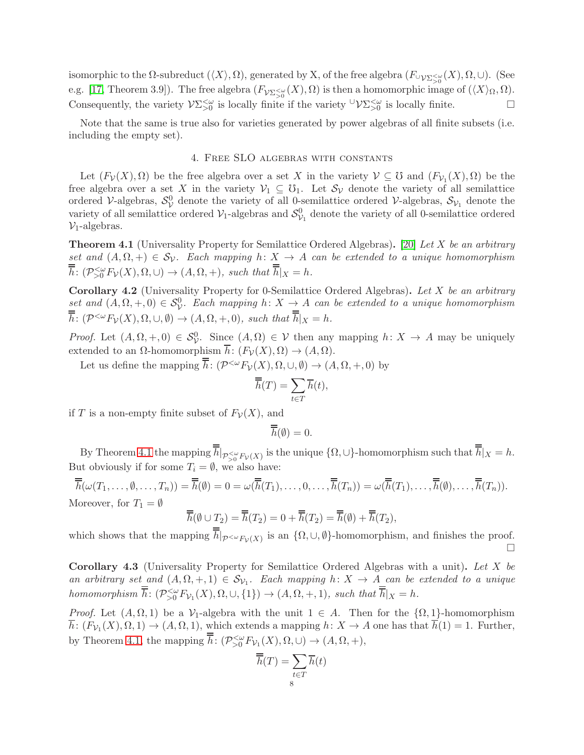isomorphic to the Ω-subreduct $(\langle X\rangle, \Omega)$, generated by X, of the free algebra $(F_{\cup\mathcal{V}\Sigma^{<\omega}_{>0}}(X), \Omega, \cup)$. (See e.g. [17, Theorem 3.9]). The free algebra $(F_{\mathcal{V}\Sigma^{<\omega}_{>0}}(X), \Omega)$ is then a homomorphic image of $(\langle X\rangle_\Omega, \Omega)$. Consequently, the variety $\mathcal{V}\Sigma^{<\omega}_{>0}$ is locally finite if the variety ${}^{\cup}\mathcal{V}\Sigma^{<\omega}_{>0}$ is locally finite. □

Note that the same is true also for varieties generated by power algebras of all finite subsets (i.e. including the empty set).

## 4. Free SLO algebras with constants

Let $(F_{\mathcal{V}}(X), \Omega)$ be the free algebra over a set $X$ in the variety $\mathcal{V} \subseteq \mho$ and $(F_{\mathcal{V}_1}(X), \Omega)$ be the free algebra over a set $X$ in the variety $\mathcal{V}_1 \subseteq \mho_1$. Let $\mathcal{S}_{\mathcal{V}}$ denote the variety of all semilattice ordered $\mathcal{V}$-algebras, $\mathcal{S}^0_{\mathcal{V}}$ denote the variety of all 0-semilattice ordered $\mathcal{V}$-algebras, $\mathcal{S}_{\mathcal{V}_1}$ denote the variety of all semilattice ordered $\mathcal{V}_1$-algebras and $\mathcal{S}^0_{\mathcal{V}_1}$ denote the variety of all 0-semilattice ordered $\mathcal{V}_1$-algebras.

**Theorem 4.1** (Universality Property for Semilattice Ordered Algebras)**.** [20] *Let $X$ be an arbitrary set and $(A, \Omega, +) \in \mathcal{S}_{\mathcal{V}}$. Each mapping $h\colon X \to A$ can be extended to a unique homomorphism $\overline{\overline{h}}\colon (\mathcal{P}^{<\omega}_{>0} F_{\mathcal{V}}(X), \Omega, \cup) \to (A, \Omega, +)$, such that $\overline{\overline{h}}|_X = h$.*

**Corollary 4.2** (Universality Property for 0-Semilattice Ordered Algebras)**.** *Let $X$ be an arbitrary set and $(A, \Omega, +, 0) \in \mathcal{S}^0_{\mathcal{V}}$. Each mapping $h\colon X \to A$ can be extended to a unique homomorphism $\overline{\overline{h}}\colon (\mathcal{P}^{<\omega} F_{\mathcal{V}}(X), \Omega, \cup, \emptyset) \to (A, \Omega, +, 0)$, such that $\overline{\overline{h}}|_X = h$.*

*Proof.* Let $(A, \Omega, +, 0) \in \mathcal{S}^0_{\mathcal{V}}$. Since $(A, \Omega) \in \mathcal{V}$ then any mapping $h\colon X \to A$ may be uniquely extended to an Ω-homomorphism $\overline{h}\colon (F_{\mathcal{V}}(X), \Omega) \to (A, \Omega)$.

Let us define the mapping $\overline{\overline{h}}\colon (\mathcal{P}^{<\omega} F_{\mathcal{V}}(X), \Omega, \cup, \emptyset) \to (A, \Omega, +, 0)$ by

$$\overline{\overline{h}}(T) = \sum_{t \in T} \overline{h}(t),$$

if $T$ is a non-empty finite subset of $F_{\mathcal{V}}(X)$, and

$$\overline{\overline{h}}(\emptyset) = 0.$$

By Theorem 4.1 the mapping $\overline{\overline{h}}|_{\mathcal{P}^{<\omega}_{>0} F_{\mathcal{V}}(X)}$ is the unique $\{\Omega, \cup\}$-homomorphism such that $\overline{\overline{h}}|_X = h$. But obviously if for some $T_i = \emptyset$, we also have:

$$\overline{\overline{h}}(\omega(T_1, \dots, \emptyset, \dots, T_n)) = \overline{\overline{h}}(\emptyset) = 0 = \omega(\overline{\overline{h}}(T_1), \dots, 0, \dots, \overline{\overline{h}}(T_n)) = \omega(\overline{\overline{h}}(T_1), \dots, \overline{\overline{h}}(\emptyset), \dots, \overline{\overline{h}}(T_n)).$$

Moreover, for $T_1 = \emptyset$

$$\overline{\overline{h}}(\emptyset \cup T_2) = \overline{\overline{h}}(T_2) = 0 + \overline{\overline{h}}(T_2) = \overline{\overline{h}}(\emptyset) + \overline{\overline{h}}(T_2),$$

which shows that the mapping $\overline{\overline{h}}|_{\mathcal{P}^{<\omega} F_{\mathcal{V}}(X)}$ is an $\{\Omega, \cup, \emptyset\}$-homomorphism, and finishes the proof. □

**Corollary 4.3** (Universality Property for Semilattice Ordered Algebras with a unit)**.** *Let $X$ be an arbitrary set and $(A, \Omega, +, 1) \in \mathcal{S}_{\mathcal{V}_1}$. Each mapping $h\colon X \to A$ can be extended to a unique homomorphism $\overline{\overline{h}}\colon (\mathcal{P}^{<\omega}_{>0} F_{\mathcal{V}_1}(X), \Omega, \cup, \{1\}) \to (A, \Omega, +, 1)$, such that $\overline{\overline{h}}|_X = h$.*

*Proof.* Let $(A, \Omega, 1)$ be a $\mathcal{V}_1$-algebra with the unit $1 \in A$. Then for the $\{\Omega, 1\}$-homomorphism $\overline{h}\colon (F_{\mathcal{V}_1}(X), \Omega, 1) \to (A, \Omega, 1)$, which extends a mapping $h\colon X \to A$ one has that $\overline{h}(1) = 1$. Further, by Theorem 4.1, the mapping $\overline{\overline{h}}\colon (\mathcal{P}^{<\omega}_{>0} F_{\mathcal{V}_1}(X), \Omega, \cup) \to (A, \Omega, +)$,

$$\overline{\overline{h}}(T) = \sum_{t \in T} \overline{h}(t)$$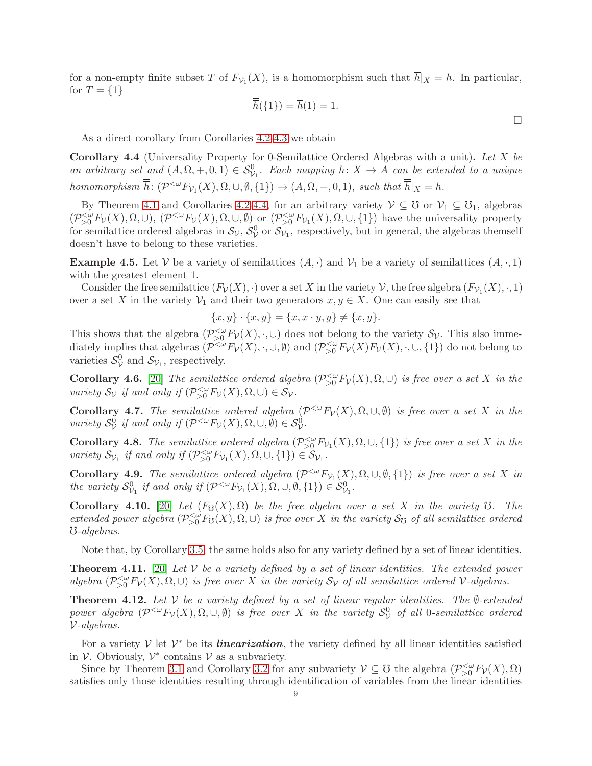for a non-empty finite subset $T$ of $F_{\mathcal{V}_1}(X)$, is a homomorphism such that $\overline{\overline{h}}|_X = h$. In particular, for $T = \{1\}$

$$\overline{\overline{h}}(\{1\}) = \overline{h}(1) = 1.$$

□

As a direct corollary from Corollaries 4.2-4.3 we obtain

**Corollary 4.4** (Universality Property for 0-Semilattice Ordered Algebras with a unit)**.** *Let $X$ be an arbitrary set and $(A, \Omega, +, 0, 1) \in \mathcal{S}^0_{\mathcal{V}_1}$. Each mapping $h\colon X \to A$ can be extended to a unique homomorphism $\overline{\overline{h}}\colon (\mathcal{P}^{<\omega} F_{\mathcal{V}_1}(X), \Omega, \cup, \emptyset, \{1\}) \to (A, \Omega, +, 0, 1)$, such that $\overline{\overline{h}}|_X = h$.*

By Theorem 4.1 and Corollaries 4.2-4.4, for an arbitrary variety $\mathcal{V} \subseteq \mho$ or $\mathcal{V}_1 \subseteq \mho_1$, algebras $(\mathcal{P}^{<\omega}_{>0} F_{\mathcal{V}}(X), \Omega, \cup)$, $(\mathcal{P}^{<\omega} F_{\mathcal{V}}(X), \Omega, \cup, \emptyset)$ or $(\mathcal{P}^{<\omega}_{>0} F_{\mathcal{V}_1}(X), \Omega, \cup, \{1\})$ have the universality property for semilattice ordered algebras in $\mathcal{S}_{\mathcal{V}}$, $\mathcal{S}^0_{\mathcal{V}}$ or $\mathcal{S}_{\mathcal{V}_1}$, respectively, but in general, the algebras themself doesn't have to belong to these varieties.

**Example 4.5.** Let $\mathcal{V}$ be a variety of semilattices $(A, \cdot)$ and $\mathcal{V}_1$ be a variety of semilattices $(A, \cdot, 1)$ with the greatest element 1.

Consider the free semilattice $(F_{\mathcal{V}}(X), \cdot)$ over a set $X$ in the variety $\mathcal{V}$, the free algebra $(F_{\mathcal{V}_1}(X), \cdot, 1)$ over a set $X$ in the variety $\mathcal{V}_1$ and their two generators $x, y \in X$. One can easily see that

$$\{x, y\} \cdot \{x, y\} = \{x, x \cdot y, y\} \neq \{x, y\}.$$

This shows that the algebra $(\mathcal{P}^{<\omega}_{>0} F_{\mathcal{V}}(X), \cdot, \cup)$ does not belong to the variety $\mathcal{S}_{\mathcal{V}}$. This also immediately implies that algebras $(\mathcal{P}^{<\omega} F_{\mathcal{V}}(X), \cdot, \cup, \emptyset)$ and $(\mathcal{P}^{<\omega}_{>0} F_{\mathcal{V}}(X) F_{\mathcal{V}}(X), \cdot, \cup, \{1\})$ do not belong to varieties $\mathcal{S}^0_{\mathcal{V}}$ and $\mathcal{S}_{\mathcal{V}_1}$, respectively.

**Corollary 4.6.** [20] *The semilattice ordered algebra $(\mathcal{P}^{<\omega}_{>0} F_{\mathcal{V}}(X), \Omega, \cup)$ is free over a set $X$ in the variety $\mathcal{S}_{\mathcal{V}}$ if and only if $(\mathcal{P}^{<\omega}_{>0} F_{\mathcal{V}}(X), \Omega, \cup) \in \mathcal{S}_{\mathcal{V}}$.*

**Corollary 4.7.** *The semilattice ordered algebra $(\mathcal{P}^{<\omega} F_{\mathcal{V}}(X), \Omega, \cup, \emptyset)$ is free over a set $X$ in the variety $\mathcal{S}^0_{\mathcal{V}}$ if and only if $(\mathcal{P}^{<\omega} F_{\mathcal{V}}(X), \Omega, \cup, \emptyset) \in \mathcal{S}^0_{\mathcal{V}}$.*

**Corollary 4.8.** *The semilattice ordered algebra $(\mathcal{P}^{<\omega}_{>0} F_{\mathcal{V}_1}(X), \Omega, \cup, \{1\})$ is free over a set $X$ in the variety $\mathcal{S}_{\mathcal{V}_1}$ if and only if $(\mathcal{P}^{<\omega}_{>0} F_{\mathcal{V}_1}(X), \Omega, \cup, \{1\}) \in \mathcal{S}_{\mathcal{V}_1}$.*

**Corollary 4.9.** *The semilattice ordered algebra $(\mathcal{P}^{<\omega} F_{\mathcal{V}_1}(X), \Omega, \cup, \emptyset, \{1\})$ is free over a set $X$ in the variety $\mathcal{S}^0_{\mathcal{V}_1}$ if and only if $(\mathcal{P}^{<\omega} F_{\mathcal{V}_1}(X), \Omega, \cup, \emptyset, \{1\}) \in \mathcal{S}^0_{\mathcal{V}_1}$.*

**Corollary 4.10.** [20] *Let $(F_{\mho}(X), \Omega)$ be the free algebra over a set $X$ in the variety $\mho$. The extended power algebra $(\mathcal{P}^{<\omega}_{>0} F_{\mho}(X), \Omega, \cup)$ is free over $X$ in the variety $\mathcal{S}_{\mho}$ of all semilattice ordered $\mho$-algebras.*

Note that, by Corollary 3.5, the same holds also for any variety defined by a set of linear identities.

**Theorem 4.11.** [20] *Let $\mathcal{V}$ be a variety defined by a set of linear identities. The extended power algebra $(\mathcal{P}^{<\omega}_{>0} F_{\mathcal{V}}(X), \Omega, \cup)$ is free over $X$ in the variety $\mathcal{S}_{\mathcal{V}}$ of all semilattice ordered $\mathcal{V}$-algebras.*

**Theorem 4.12.** *Let $\mathcal{V}$ be a variety defined by a set of linear regular identities. The $\emptyset$-extended power algebra $(\mathcal{P}^{<\omega} F_{\mathcal{V}}(X), \Omega, \cup, \emptyset)$ is free over $X$ in the variety $\mathcal{S}^0_{\mathcal{V}}$ of all 0-semilattice ordered $\mathcal{V}$-algebras.*

For a variety $\mathcal{V}$ let $\mathcal{V}^*$ be its ***linearization***, the variety defined by all linear identities satisfied in $\mathcal{V}$. Obviously, $\mathcal{V}^*$ contains $\mathcal{V}$ as a subvariety.

Since by Theorem 3.1 and Corollary 3.2 for any subvariety $\mathcal{V} \subseteq \mho$ the algebra $(\mathcal{P}^{<\omega}_{>0} F_{\mathcal{V}}(X), \Omega)$ satisfies only those identities resulting through identification of variables from the linear identities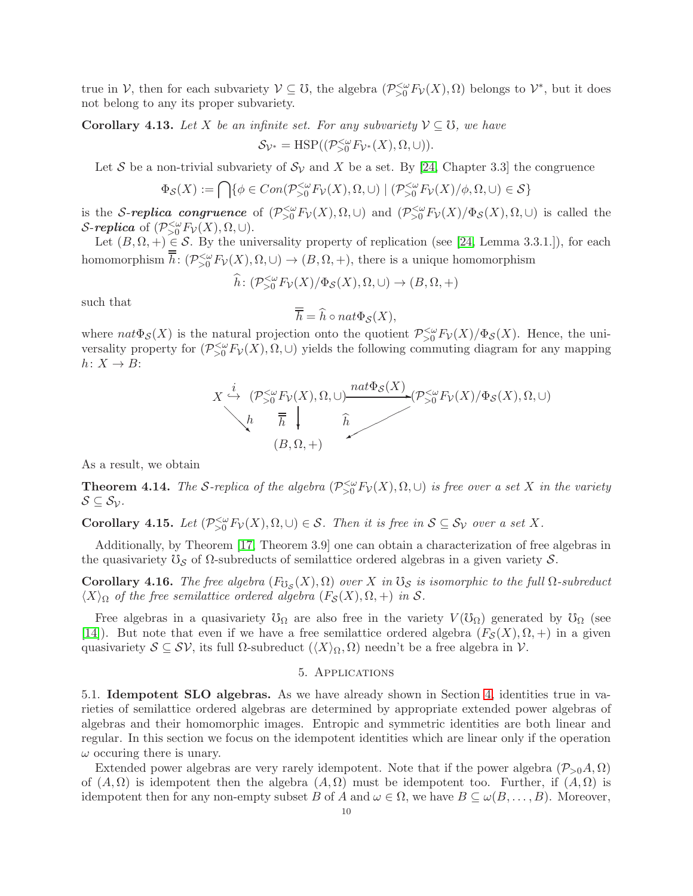true in $\mathcal{V}$, then for each subvariety $\mathcal{V} \subseteq \mho$, the algebra $(\mathcal{P}^{<\omega}_{>0} F_{\mathcal{V}}(X), \Omega)$ belongs to $\mathcal{V}^*$, but it does not belong to any its proper subvariety.

**Corollary 4.13.** *Let $X$ be an infinite set. For any subvariety $\mathcal{V} \subseteq \mho$, we have*

$$\mathcal{S}_{\mathcal{V}^*} = \mathrm{HSP}((\mathcal{P}^{<\omega}_{>0} F_{\mathcal{V}^*}(X), \Omega, \cup)).$$

Let $\mathcal{S}$ be a non-trivial subvariety of $\mathcal{S}_{\mathcal{V}}$ and $X$ be a set. By [24, Chapter 3.3] the congruence

$$\Phi_{\mathcal{S}}(X) := \bigcap \{\phi \in Con(\mathcal{P}^{<\omega}_{>0} F_{\mathcal{V}}(X), \Omega, \cup) \mid (\mathcal{P}^{<\omega}_{>0} F_{\mathcal{V}}(X)/\phi, \Omega, \cup) \in \mathcal{S}\}$$

is the ***$\mathcal{S}$-replica congruence*** of $(\mathcal{P}^{<\omega}_{>0} F_{\mathcal{V}}(X), \Omega, \cup)$ and $(\mathcal{P}^{<\omega}_{>0} F_{\mathcal{V}}(X)/\Phi_{\mathcal{S}}(X), \Omega, \cup)$ is called the ***$\mathcal{S}$-replica*** of $(\mathcal{P}^{<\omega}_{>0} F_{\mathcal{V}}(X), \Omega, \cup)$.

Let $(B, \Omega, +) \in \mathcal{S}$. By the universality property of replication (see [24, Lemma 3.3.1.]), for each homomorphism $\overline{\overline{h}}\colon (\mathcal{P}^{<\omega}_{>0} F_{\mathcal{V}}(X), \Omega, \cup) \to (B, \Omega, +)$, there is a unique homomorphism

$$\widehat{h}\colon (\mathcal{P}^{<\omega}_{>0} F_{\mathcal{V}}(X)/\Phi_{\mathcal{S}}(X), \Omega, \cup) \to (B, \Omega, +)$$

such that

$$\overline{\overline{h}} = \widehat{h} \circ nat\Phi_{\mathcal{S}}(X),$$

where $nat\Phi_{\mathcal{S}}(X)$ is the natural projection onto the quotient $\mathcal{P}^{<\omega}_{>0} F_{\mathcal{V}}(X)/\Phi_{\mathcal{S}}(X)$. Hence, the universality property for $(\mathcal{P}^{<\omega}_{>0} F_{\mathcal{V}}(X), \Omega, \cup)$ yields the following commuting diagram for any mapping $h\colon X \to B$:

$$\begin{array}{ccccc}
X & \overset{i}{\hookrightarrow} & (\mathcal{P}^{<\omega}_{>0} F_{\mathcal{V}}(X), \Omega, \cup) & \xrightarrow{nat\Phi_{\mathcal{S}}(X)} & (\mathcal{P}^{<\omega}_{>0} F_{\mathcal{V}}(X)/\Phi_{\mathcal{S}}(X), \Omega, \cup) \\
& \searrow^{h} & \downarrow \overline{\overline{h}} & \swarrow_{\widehat{h}} & \\
& & (B, \Omega, +) & &
\end{array}$$

As a result, we obtain

**Theorem 4.14.** *The $\mathcal{S}$-replica of the algebra $(\mathcal{P}^{<\omega}_{>0} F_{\mathcal{V}}(X), \Omega, \cup)$ is free over a set $X$ in the variety $\mathcal{S} \subseteq \mathcal{S}_{\mathcal{V}}$.*

**Corollary 4.15.** *Let $(\mathcal{P}^{<\omega}_{>0} F_{\mathcal{V}}(X), \Omega, \cup) \in \mathcal{S}$. Then it is free in $\mathcal{S} \subseteq \mathcal{S}_{\mathcal{V}}$ over a set $X$.*

Additionally, by Theorem [17, Theorem 3.9] one can obtain a characterization of free algebras in the quasivariety $\mho_{\mathcal{S}}$ of $\Omega$-subreducts of semilattice ordered algebras in a given variety $\mathcal{S}$.

**Corollary 4.16.** *The free algebra $(F_{\mho_{\mathcal{S}}}(X), \Omega)$ over $X$ in $\mho_{\mathcal{S}}$ is isomorphic to the full $\Omega$-subreduct $\langle X \rangle_{\Omega}$ of the free semilattice ordered algebra $(F_{\mathcal{S}}(X), \Omega, +)$ in $\mathcal{S}$.*

Free algebras in a quasivariety $\mho_{\Omega}$ are also free in the variety $V(\mho_{\Omega})$ generated by $\mho_{\Omega}$ (see [14]). But note that even if we have a free semilattice ordered algebra $(F_{\mathcal{S}}(X), \Omega, +)$ in a given quasivariety $\mathcal{S} \subseteq \mathcal{S}\mathcal{V}$, its full $\Omega$-subreduct $(\langle X \rangle_{\Omega}, \Omega)$ needn't be a free algebra in $\mathcal{V}$.

## 5. Applications

**5.1. Idempotent SLO algebras.** As we have already shown in Section 4, identities true in varieties of semilattice ordered algebras are determined by appropriate extended power algebras of algebras and their homomorphic images. Entropic and symmetric identities are both linear and regular. In this section we focus on the idempotent identities which are linear only if the operation $\omega$ occuring there is unary.

Extended power algebras are very rarely idempotent. Note that if the power algebra $(\mathcal{P}_{>0} A, \Omega)$ of $(A, \Omega)$ is idempotent then the algebra $(A, \Omega)$ must be idempotent too. Further, if $(A, \Omega)$ is idempotent then for any non-empty subset $B$ of $A$ and $\omega \in \Omega$, we have $B \subseteq \omega(B, \ldots, B)$. Moreover,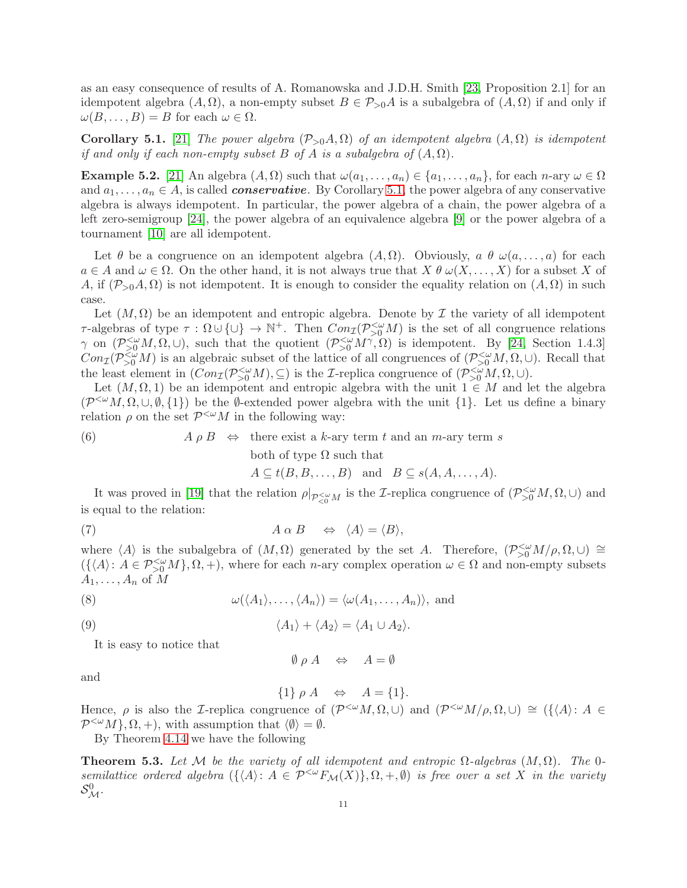as an easy consequence of results of A. Romanowska and J.D.H. Smith [23, Proposition 2.1] for an idempotent algebra $(A, \Omega)$, a non-empty subset $B \in \mathcal{P}_{>0}A$ is a subalgebra of $(A, \Omega)$ if and only if $\omega(B, \dots, B) = B$ for each $\omega \in \Omega$.

**Corollary 5.1.** [21] *The power algebra $(\mathcal{P}_{>0}A, \Omega)$ of an idempotent algebra $(A, \Omega)$ is idempotent if and only if each non-empty subset $B$ of $A$ is a subalgebra of $(A, \Omega)$.*

**Example 5.2.** [21] An algebra $(A, \Omega)$ such that $\omega(a_1, \dots, a_n) \in \{a_1, \dots, a_n\}$, for each $n$-ary $\omega \in \Omega$ and $a_1, \dots, a_n \in A$, is called ***conservative***. By Corollary 5.1, the power algebra of any conservative algebra is always idempotent. In particular, the power algebra of a chain, the power algebra of a left zero-semigroup [24], the power algebra of an equivalence algebra [9] or the power algebra of a tournament [10] are all idempotent.

Let $\theta$ be a congruence on an idempotent algebra $(A, \Omega)$. Obviously, $a \;\theta\; \omega(a, \dots, a)$ for each $a \in A$ and $\omega \in \Omega$. On the other hand, it is not always true that $X \;\theta\; \omega(X, \dots, X)$ for a subset $X$ of $A$, if $(\mathcal{P}_{>0}A, \Omega)$ is not idempotent. It is enough to consider the equality relation on $(A, \Omega)$ in such case.

Let $(M, \Omega)$ be an idempotent and entropic algebra. Denote by $\mathcal{I}$ the variety of all idempotent $\tau$-algebras of type $\tau : \Omega \cup \{\cup\} \to \mathbb{N}^+$. Then $Con_{\mathcal{I}}(\mathcal{P}^{<\omega}_{>0}M)$ is the set of all congruence relations $\gamma$ on $(\mathcal{P}^{<\omega}_{>0}M, \Omega, \cup)$, such that the quotient $(\mathcal{P}^{<\omega}_{>0}M^{\gamma}, \Omega)$ is idempotent. By [24, Section 1.4.3] $Con_{\mathcal{I}}(\mathcal{P}^{<\omega}_{>0}M)$ is an algebraic subset of the lattice of all congruences of $(\mathcal{P}^{<\omega}_{>0}M, \Omega, \cup)$. Recall that the least element in $(Con_{\mathcal{I}}(\mathcal{P}^{<\omega}_{>0}M), \subseteq)$ is the $\mathcal{I}$-replica congruence of $(\mathcal{P}^{<\omega}_{>0}M, \Omega, \cup)$.

Let $(M, \Omega, 1)$ be an idempotent and entropic algebra with the unit $1 \in M$ and let the algebra $(\mathcal{P}^{<\omega}M, \Omega, \cup, \emptyset, \{1\})$ be the $\emptyset$-extended power algebra with the unit $\{1\}$. Let us define a binary relation $\rho$ on the set $\mathcal{P}^{<\omega}M$ in the following way:

$$
\begin{aligned}
(6) \qquad A \;\rho\; B \quad \Leftrightarrow \quad & \text{there exist a } k\text{-ary term } t \text{ and an } m\text{-ary term } s \\
& \text{both of type } \Omega \text{ such that} \\
& A \subseteq t(B, B, \dots, B) \quad \text{and} \quad B \subseteq s(A, A, \dots, A).
\end{aligned}
$$

It was proved in [19] that the relation $\rho|_{\mathcal{P}^{<\omega}_{<0}M}$ is the $\mathcal{I}$-replica congruence of $(\mathcal{P}^{<\omega}_{>0}M, \Omega, \cup)$ and is equal to the relation:

$$
(7) \qquad A \;\alpha\; B \quad \Leftrightarrow \quad \langle A \rangle = \langle B \rangle,
$$

where $\langle A \rangle$ is the subalgebra of $(M, \Omega)$ generated by the set $A$. Therefore, $(\mathcal{P}^{<\omega}_{>0}M/\rho, \Omega, \cup) \cong (\{\langle A \rangle \colon A \in \mathcal{P}^{<\omega}_{>0}M\}, \Omega, +)$, where for each $n$-ary complex operation $\omega \in \Omega$ and non-empty subsets $A_1, \dots, A_n$ of $M$

$$
(8) \qquad \omega(\langle A_1 \rangle, \dots, \langle A_n \rangle) = \langle \omega(A_1, \dots, A_n) \rangle, \text{ and}
$$

$$
(9) \qquad \langle A_1 \rangle + \langle A_2 \rangle = \langle A_1 \cup A_2 \rangle.
$$

It is easy to notice that

$$
\emptyset \;\rho\; A \quad \Leftrightarrow \quad A = \emptyset
$$

and

$$
\{1\} \;\rho\; A \quad \Leftrightarrow \quad A = \{1\}.
$$

Hence, $\rho$ is also the $\mathcal{I}$-replica congruence of $(\mathcal{P}^{<\omega}M, \Omega, \cup)$ and $(\mathcal{P}^{<\omega}M/\rho, \Omega, \cup) \cong (\{\langle A \rangle \colon A \in \mathcal{P}^{<\omega}M\}, \Omega, +)$, with assumption that $\langle \emptyset \rangle = \emptyset$.

By Theorem 4.14 we have the following

**Theorem 5.3.** *Let $\mathcal{M}$ be the variety of all idempotent and entropic $\Omega$-algebras $(M, \Omega)$. The 0-semilattice ordered algebra $(\{\langle A \rangle \colon A \in \mathcal{P}^{<\omega}F_{\mathcal{M}}(X)\}, \Omega, +, \emptyset)$ is free over a set $X$ in the variety $\mathcal{S}^0_{\mathcal{M}}$.*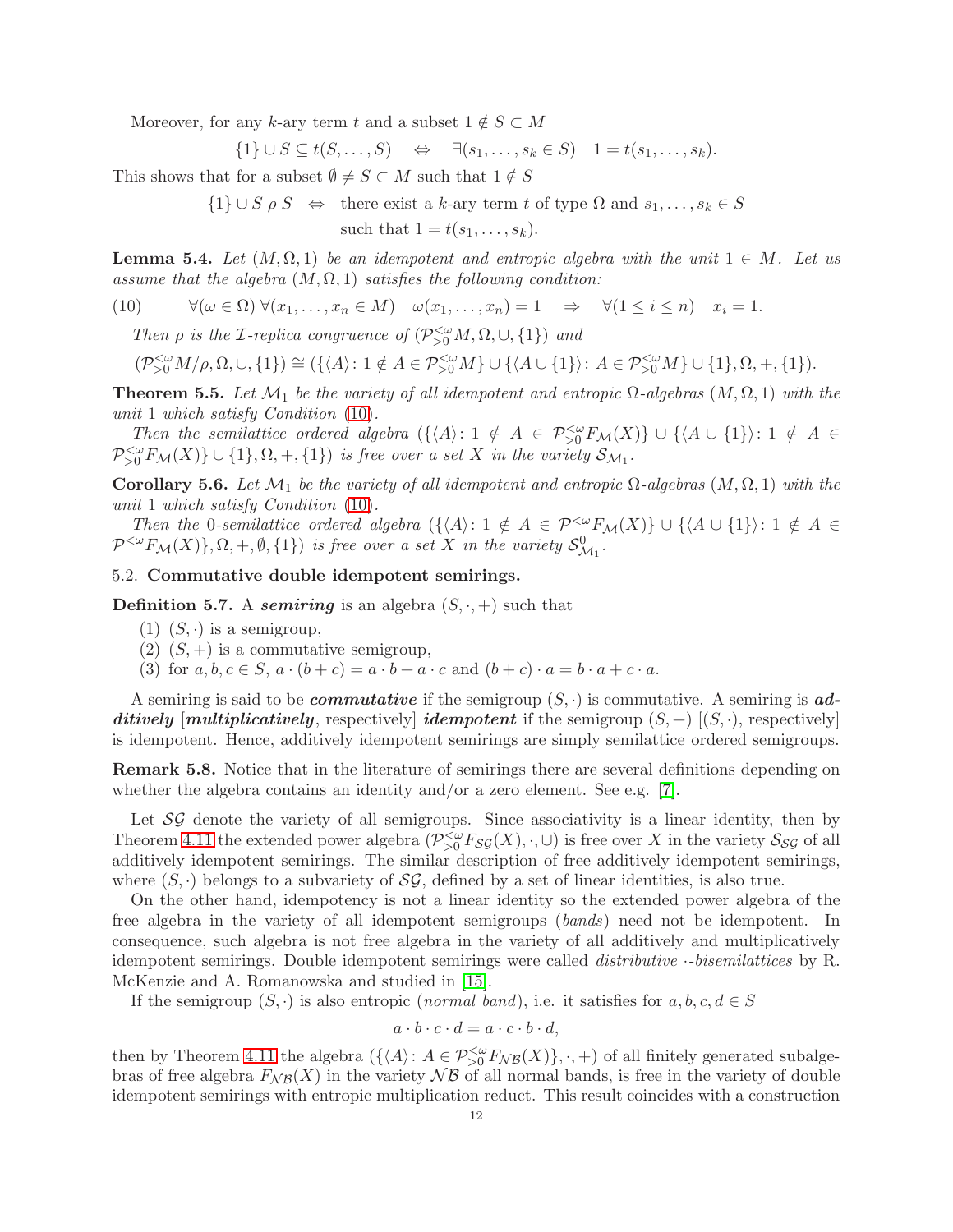Moreover, for any $k$-ary term $t$ and a subset $1 \notin S \subset M$

$$\{1\} \cup S \subseteq t(S, \dots, S) \quad \Leftrightarrow \quad \exists (s_1, \dots, s_k \in S) \quad 1 = t(s_1, \dots, s_k).$$

This shows that for a subset $\emptyset \neq S \subset M$ such that $1 \notin S$

$$\{1\} \cup S \; \rho \; S \quad \Leftrightarrow \quad \text{there exist a } k\text{-ary term } t \text{ of type } \Omega \text{ and } s_1, \dots, s_k \in S \text{ such that } 1 = t(s_1, \dots, s_k).$$

**Lemma 5.4.** *Let $(M, \Omega, 1)$ be an idempotent and entropic algebra with the unit $1 \in M$. Let us assume that the algebra $(M, \Omega, 1)$ satisfies the following condition:*

$$(10) \qquad \forall (\omega \in \Omega) \; \forall (x_1, \dots, x_n \in M) \quad \omega(x_1, \dots, x_n) = 1 \quad \Rightarrow \quad \forall (1 \leq i \leq n) \quad x_i = 1.$$

*Then $\rho$ is the $\mathcal{I}$-replica congruence of $(\mathcal{P}^{<\omega}_{>0} M, \Omega, \cup, \{1\})$ and*

$$(\mathcal{P}^{<\omega}_{>0} M/\rho, \Omega, \cup, \{1\}) \cong (\{\langle A \rangle \colon 1 \notin A \in \mathcal{P}^{<\omega}_{>0} M\} \cup \{\langle A \cup \{1\} \rangle \colon A \in \mathcal{P}^{<\omega}_{>0} M\} \cup \{1\}, \Omega, +, \{1\}).$$

**Theorem 5.5.** *Let $\mathcal{M}_1$ be the variety of all idempotent and entropic $\Omega$-algebras $(M, \Omega, 1)$ with the unit $1$ which satisfy Condition (10).*

*Then the semilattice ordered algebra $(\{\langle A \rangle \colon 1 \notin A \in \mathcal{P}^{<\omega}_{>0} F_{\mathcal{M}}(X)\} \cup \{\langle A \cup \{1\} \rangle \colon 1 \notin A \in \mathcal{P}^{<\omega}_{>0} F_{\mathcal{M}}(X)\} \cup \{1\}, \Omega, +, \{1\})$ is free over a set $X$ in the variety $\mathcal{S}_{\mathcal{M}_1}$.*

**Corollary 5.6.** *Let $\mathcal{M}_1$ be the variety of all idempotent and entropic $\Omega$-algebras $(M, \Omega, 1)$ with the unit $1$ which satisfy Condition (10).*

*Then the $0$-semilattice ordered algebra $(\{\langle A \rangle \colon 1 \notin A \in \mathcal{P}^{<\omega} F_{\mathcal{M}}(X)\} \cup \{\langle A \cup \{1\} \rangle \colon 1 \notin A \in \mathcal{P}^{<\omega} F_{\mathcal{M}}(X)\}, \Omega, +, \emptyset, \{1\})$ is free over a set $X$ in the variety $\mathcal{S}^0_{\mathcal{M}_1}$.*

### 5.2. Commutative double idempotent semirings.

**Definition 5.7.** A ***semiring*** is an algebra $(S, \cdot, +)$ such that

(1) $(S, \cdot)$ is a semigroup,
(2) $(S, +)$ is a commutative semigroup,
(3) for $a, b, c \in S$, $a \cdot (b + c) = a \cdot b + a \cdot c$ and $(b + c) \cdot a = b \cdot a + c \cdot a$.

A semiring is said to be ***commutative*** if the semigroup $(S, \cdot)$ is commutative. A semiring is ***additively*** [***multiplicatively***, respectively] ***idempotent*** if the semigroup $(S, +)$ [$(S, \cdot)$, respectively] is idempotent. Hence, additively idempotent semirings are simply semilattice ordered semigroups.

**Remark 5.8.** Notice that in the literature of semirings there are several definitions depending on whether the algebra contains an identity and/or a zero element. See e.g. [7].

Let $\mathcal{SG}$ denote the variety of all semigroups. Since associativity is a linear identity, then by Theorem 4.11 the extended power algebra $(\mathcal{P}^{<\omega}_{>0} F_{\mathcal{SG}}(X), \cdot, \cup)$ is free over $X$ in the variety $\mathcal{S}_{\mathcal{SG}}$ of all additively idempotent semirings. The similar description of free additively idempotent semirings, where $(S, \cdot)$ belongs to a subvariety of $\mathcal{SG}$, defined by a set of linear identities, is also true.

On the other hand, idempotency is not a linear identity so the extended power algebra of the free algebra in the variety of all idempotent semigroups (*bands*) need not be idempotent. In consequence, such algebra is not free algebra in the variety of all additively and multiplicatively idempotent semirings. Double idempotent semirings were called *distributive $\cdot$-bisemilattices* by R. McKenzie and A. Romanowska and studied in [15].

If the semigroup $(S, \cdot)$ is also entropic (*normal band*), i.e. it satisfies for $a, b, c, d \in S$

$$a \cdot b \cdot c \cdot d = a \cdot c \cdot b \cdot d,$$

then by Theorem 4.11 the algebra $(\{\langle A \rangle \colon A \in \mathcal{P}^{<\omega}_{>0} F_{\mathcal{NB}}(X)\}, \cdot, +)$ of all finitely generated subalgebras of free algebra $F_{\mathcal{NB}}(X)$ in the variety $\mathcal{NB}$ of all normal bands, is free in the variety of double idempotent semirings with entropic multiplication reduct. This result coincides with a construction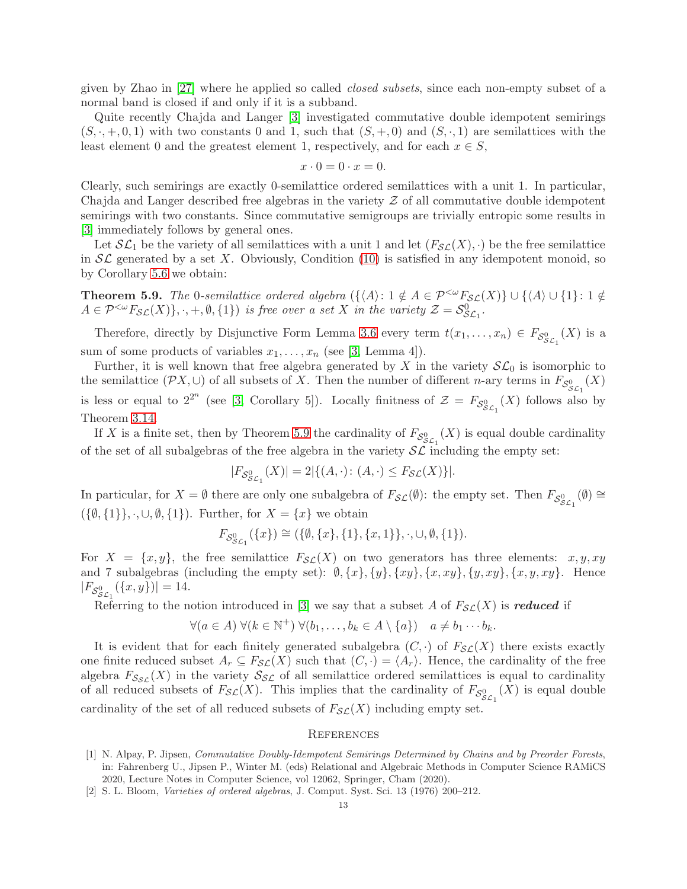given by Zhao in [27] where he applied so called *closed subsets*, since each non-empty subset of a normal band is closed if and only if it is a subband.

Quite recently Chajda and Langer [3] investigated commutative double idempotent semirings $(S, \cdot, +, 0, 1)$ with two constants 0 and 1, such that $(S, +, 0)$ and $(S, \cdot, 1)$ are semilattices with the least element 0 and the greatest element 1, respectively, and for each $x \in S$,

$$x \cdot 0 = 0 \cdot x = 0.$$

Clearly, such semirings are exactly 0-semilattice ordered semilattices with a unit 1. In particular, Chajda and Langer described free algebras in the variety $\mathcal{Z}$ of all commutative double idempotent semirings with two constants. Since commutative semigroups are trivially entropic some results in [3] immediately follows by general ones.

Let $\mathcal{SL}_1$ be the variety of all semilattices with a unit 1 and let $(F_{\mathcal{SL}}(X), \cdot)$ be the free semilattice in $\mathcal{SL}$ generated by a set $X$. Obviously, Condition (10) is satisfied in any idempotent monoid, so by Corollary 5.6 we obtain:

**Theorem 5.9.** *The* 0*-semilattice ordered algebra* $(\{\langle A\rangle \colon 1 \notin A \in \mathcal{P}^{<\omega}F_{\mathcal{SL}}(X)\} \cup \{\langle A\rangle \cup \{1\} \colon 1 \notin A \in \mathcal{P}^{<\omega}F_{\mathcal{SL}}(X)\}, \cdot, +, \emptyset, \{1\})$ *is free over a set* $X$ *in the variety* $\mathcal{Z} = \mathcal{S}^0_{\mathcal{SL}_1}$.

Therefore, directly by Disjunctive Form Lemma 3.6 every term $t(x_1, \ldots, x_n) \in F_{\mathcal{S}^0_{\mathcal{SL}_1}}(X)$ is a sum of some products of variables $x_1, \ldots, x_n$ (see [3, Lemma 4]).

Further, it is well known that free algebra generated by $X$ in the variety $\mathcal{SL}_0$ is isomorphic to the semilattice $(\mathcal{P}X, \cup)$ of all subsets of $X$. Then the number of different $n$-ary terms in $F_{\mathcal{S}^0_{\mathcal{SL}_1}}(X)$ is less or equal to $2^{2^n}$ (see [3, Corollary 5]). Locally finitness of $\mathcal{Z} = F_{\mathcal{S}^0_{\mathcal{SL}_1}}(X)$ follows also by Theorem 3.14.

If $X$ is a finite set, then by Theorem 5.9 the cardinality of $F_{\mathcal{S}^0_{\mathcal{SL}_1}}(X)$ is equal double cardinality of the set of all subalgebras of the free algebra in the variety $\mathcal{SL}$ including the empty set:

$$|F_{\mathcal{S}^0_{\mathcal{SL}_1}}(X)| = 2|\{(A, \cdot) \colon (A, \cdot) \leq F_{\mathcal{SL}}(X)\}|.$$

In particular, for $X = \emptyset$ there are only one subalgebra of $F_{\mathcal{SL}}(\emptyset)$: the empty set. Then $F_{\mathcal{S}^0_{\mathcal{SL}_1}}(\emptyset) \cong (\{\emptyset, \{1\}\}, \cdot, \cup, \emptyset, \{1\})$. Further, for $X = \{x\}$ we obtain

$$F_{\mathcal{S}^0_{\mathcal{SL}_1}}(\{x\}) \cong (\{\emptyset, \{x\}, \{1\}, \{x, 1\}\}, \cdot, \cup, \emptyset, \{1\}).$$

For $X = \{x, y\}$, the free semilattice $F_{\mathcal{SL}}(X)$ on two generators has three elements: $x, y, xy$ and 7 subalgebras (including the empty set): $\emptyset, \{x\}, \{y\}, \{xy\}, \{x, xy\}, \{y, xy\}, \{x, y, xy\}$. Hence $|F_{\mathcal{S}^0_{\mathcal{SL}_1}}(\{x, y\})| = 14$.

Referring to the notion introduced in [3] we say that a subset $A$ of $F_{\mathcal{SL}}(X)$ is ***reduced*** if

$$\forall (a \in A)\ \forall (k \in \mathbb{N}^+)\ \forall (b_1, \ldots, b_k \in A \setminus \{a\}) \quad a \neq b_1 \cdots b_k.$$

It is evident that for each finitely generated subalgebra $(C, \cdot)$ of $F_{\mathcal{SL}}(X)$ there exists exactly one finite reduced subset $A_r \subseteq F_{\mathcal{SL}}(X)$ such that $(C, \cdot) = \langle A_r\rangle$. Hence, the cardinality of the free algebra $F_{\mathcal{S}_{\mathcal{SL}}}(X)$ in the variety $\mathcal{S}_{\mathcal{SL}}$ of all semilattice ordered semilattices is equal to cardinality of all reduced subsets of $F_{\mathcal{SL}}(X)$. This implies that the cardinality of $F_{\mathcal{S}^0_{\mathcal{SL}_1}}(X)$ is equal double cardinality of the set of all reduced subsets of $F_{\mathcal{SL}}(X)$ including empty set.

## References

[1] N. Alpay, P. Jipsen, *Commutative Doubly-Idempotent Semirings Determined by Chains and by Preorder Forests*, in: Fahrenberg U., Jipsen P., Winter M. (eds) Relational and Algebraic Methods in Computer Science RAMiCS 2020, Lecture Notes in Computer Science, vol 12062, Springer, Cham (2020).

[2] S. L. Bloom, *Varieties of ordered algebras*, J. Comput. Syst. Sci. 13 (1976) 200–212.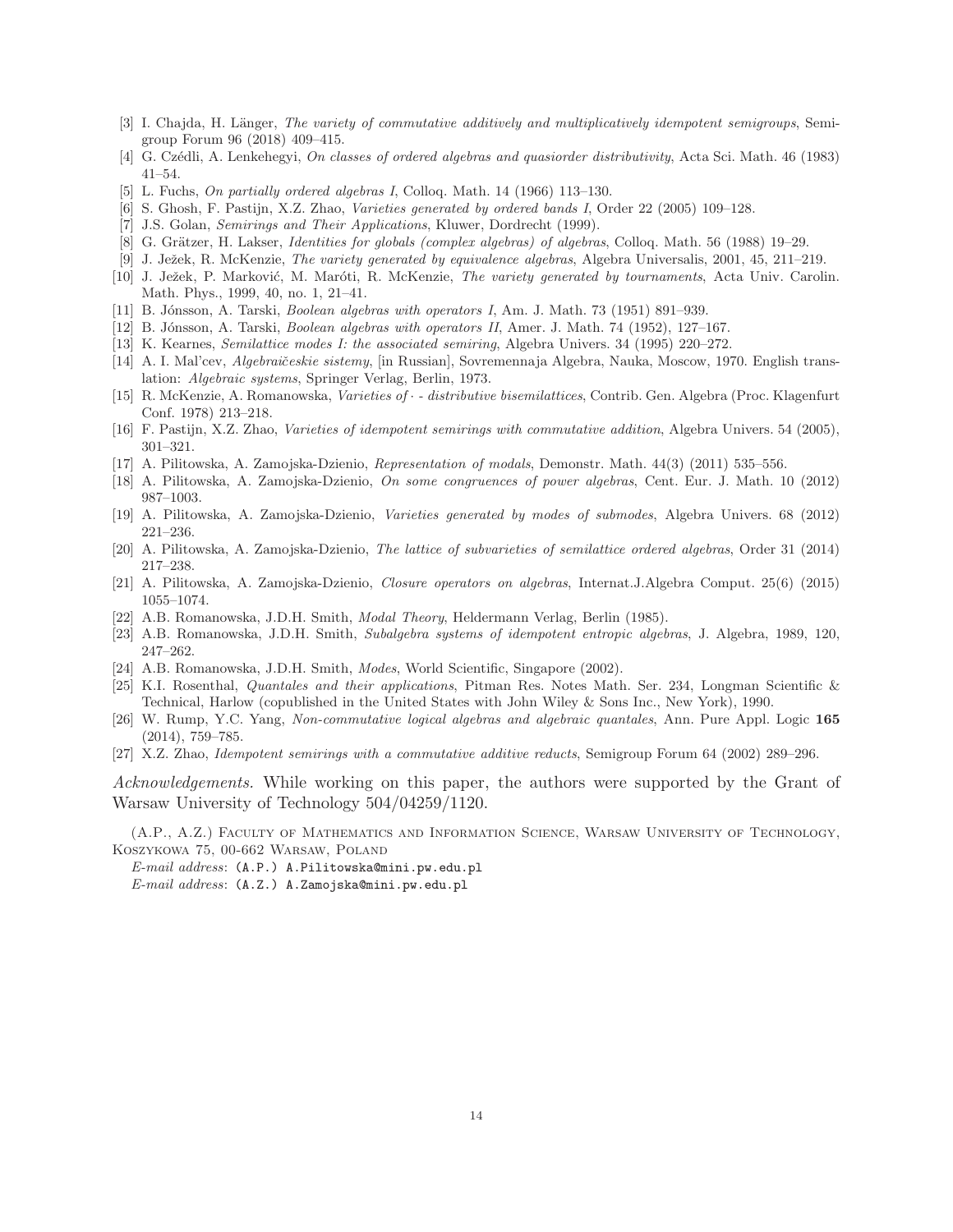[3] I. Chajda, H. Länger, *The variety of commutative additively and multiplicatively idempotent semigroups*, Semigroup Forum 96 (2018) 409–415.

[4] G. Czédli, A. Lenkehegyi, *On classes of ordered algebras and quasiorder distributivity*, Acta Sci. Math. 46 (1983) 41–54.

[5] L. Fuchs, *On partially ordered algebras I*, Colloq. Math. 14 (1966) 113–130.

[6] S. Ghosh, F. Pastijn, X.Z. Zhao, *Varieties generated by ordered bands I*, Order 22 (2005) 109–128.

[7] J.S. Golan, *Semirings and Their Applications*, Kluwer, Dordrecht (1999).

[8] G. Grätzer, H. Lakser, *Identities for globals (complex algebras) of algebras*, Colloq. Math. 56 (1988) 19–29.

[9] J. Ježek, R. McKenzie, *The variety generated by equivalence algebras*, Algebra Universalis, 2001, 45, 211–219.

[10] J. Ježek, P. Marković, M. Maróti, R. McKenzie, *The variety generated by tournaments*, Acta Univ. Carolin. Math. Phys., 1999, 40, no. 1, 21–41.

[11] B. Jónsson, A. Tarski, *Boolean algebras with operators I*, Am. J. Math. 73 (1951) 891–939.

[12] B. Jónsson, A. Tarski, *Boolean algebras with operators II*, Amer. J. Math. 74 (1952), 127–167.

[13] K. Kearnes, *Semilattice modes I: the associated semiring*, Algebra Univers. 34 (1995) 220–272.

[14] A. I. Mal'cev, *Algebraičeskie sistemy*, [in Russian], Sovremennaja Algebra, Nauka, Moscow, 1970. English translation: *Algebraic systems*, Springer Verlag, Berlin, 1973.

[15] R. McKenzie, A. Romanowska, *Varieties of $\cdot$ - distributive bisemilattices*, Contrib. Gen. Algebra (Proc. Klagenfurt Conf. 1978) 213–218.

[16] F. Pastijn, X.Z. Zhao, *Varieties of idempotent semirings with commutative addition*, Algebra Univers. 54 (2005), 301–321.

[17] A. Pilitowska, A. Zamojska-Dzienio, *Representation of modals*, Demonstr. Math. 44(3) (2011) 535–556.

[18] A. Pilitowska, A. Zamojska-Dzienio, *On some congruences of power algebras*, Cent. Eur. J. Math. 10 (2012) 987–1003.

[19] A. Pilitowska, A. Zamojska-Dzienio, *Varieties generated by modes of submodes*, Algebra Univers. 68 (2012) 221–236.

[20] A. Pilitowska, A. Zamojska-Dzienio, *The lattice of subvarieties of semilattice ordered algebras*, Order 31 (2014) 217–238.

[21] A. Pilitowska, A. Zamojska-Dzienio, *Closure operators on algebras*, Internat.J.Algebra Comput. 25(6) (2015) 1055–1074.

[22] A.B. Romanowska, J.D.H. Smith, *Modal Theory*, Heldermann Verlag, Berlin (1985).

[23] A.B. Romanowska, J.D.H. Smith, *Subalgebra systems of idempotent entropic algebras*, J. Algebra, 1989, 120, 247–262.

[24] A.B. Romanowska, J.D.H. Smith, *Modes*, World Scientific, Singapore (2002).

[25] K.I. Rosenthal, *Quantales and their applications*, Pitman Res. Notes Math. Ser. 234, Longman Scientific & Technical, Harlow (copublished in the United States with John Wiley & Sons Inc., New York), 1990.

[26] W. Rump, Y.C. Yang, *Non-commutative logical algebras and algebraic quantales*, Ann. Pure Appl. Logic **165** (2014), 759–785.

[27] X.Z. Zhao, *Idempotent semirings with a commutative additive reducts*, Semigroup Forum 64 (2002) 289–296.

*Acknowledgements.* While working on this paper, the authors were supported by the Grant of Warsaw University of Technology 504/04259/1120.

(A.P., A.Z.) Faculty of Mathematics and Information Science, Warsaw University of Technology, Koszykowa 75, 00-662 Warsaw, Poland

*E-mail address*: (A.P.) A.Pilitowska@mini.pw.edu.pl

*E-mail address*: (A.Z.) A.Zamojska@mini.pw.edu.pl